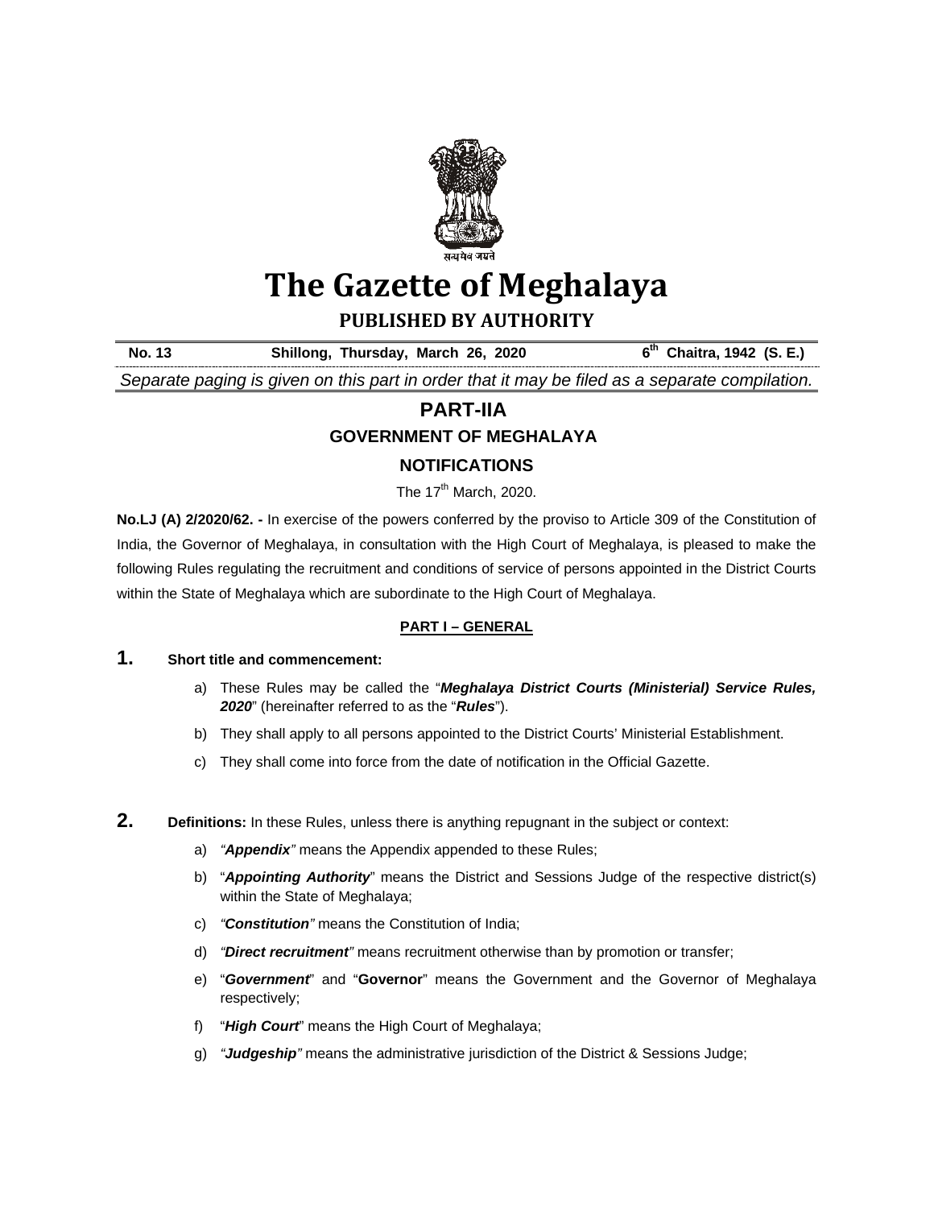# The Gazette of Meghalaya

## PUBLISHED BY AUTHORITY

**No. 13** **Shillong, Thursday, March 26, 2020** **6th Chaitra, 1942 (S. E.)**

*Separate paging is given on this part in order that it may be filed as a separate compilation.*

## PART-IIA

### GOVERNMENT OF MEGHALAYA

### NOTIFICATIONS

The 17th March, 2020.

**No.LJ (A) 2/2020/62. -** In exercise of the powers conferred by the proviso to Article 309 of the Constitution of India, the Governor of Meghalaya, in consultation with the High Court of Meghalaya, is pleased to make the following Rules regulating the recruitment and conditions of service of persons appointed in the District Courts within the State of Meghalaya which are subordinate to the High Court of Meghalaya.

### PART I – GENERAL

**1. Short title and commencement:**

a) These Rules may be called the "***Meghalaya District Courts (Ministerial) Service Rules, 2020***" (hereinafter referred to as the "***Rules***").

b) They shall apply to all persons appointed to the District Courts' Ministerial Establishment.

c) They shall come into force from the date of notification in the Official Gazette.

**2. Definitions:** In these Rules, unless there is anything repugnant in the subject or context:

a) *"**Appendix**"* means the Appendix appended to these Rules;

b) "***Appointing Authority***" means the District and Sessions Judge of the respective district(s) within the State of Meghalaya;

c) *"**Constitution**"* means the Constitution of India;

d) *"**Direct recruitment**"* means recruitment otherwise than by promotion or transfer;

e) "***Government***" and "**Governor**" means the Government and the Governor of Meghalaya respectively;

f) "***High Court***" means the High Court of Meghalaya;

g) *"**Judgeship**"* means the administrative jurisdiction of the District & Sessions Judge;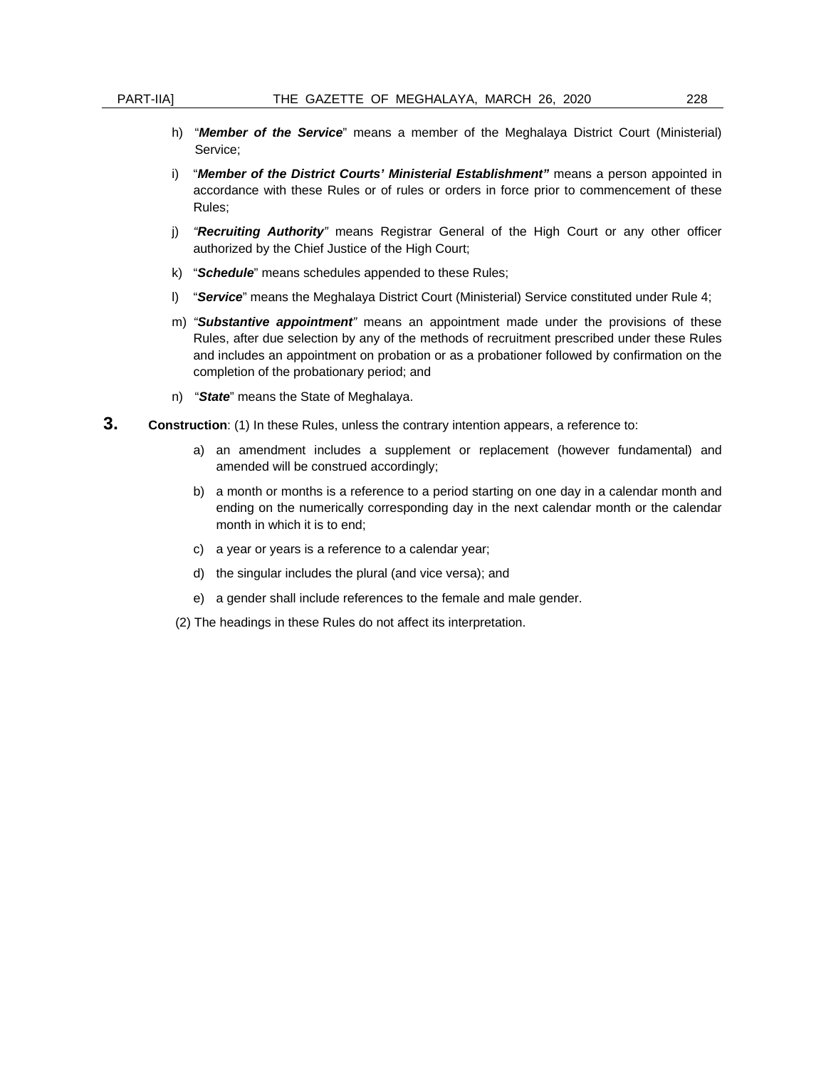h) "***Member of the Service***" means a member of the Meghalaya District Court (Ministerial) Service;

i) "***Member of the District Courts' Ministerial Establishment***" means a person appointed in accordance with these Rules or of rules or orders in force prior to commencement of these Rules;

j) "***Recruiting Authority***" means Registrar General of the High Court or any other officer authorized by the Chief Justice of the High Court;

k) "***Schedule***" means schedules appended to these Rules;

l) "***Service***" means the Meghalaya District Court (Ministerial) Service constituted under Rule 4;

m) "***Substantive appointment***" means an appointment made under the provisions of these Rules, after due selection by any of the methods of recruitment prescribed under these Rules and includes an appointment on probation or as a probationer followed by confirmation on the completion of the probationary period; and

n) "***State***" means the State of Meghalaya.

**3.** **Construction**: (1) In these Rules, unless the contrary intention appears, a reference to:

a) an amendment includes a supplement or replacement (however fundamental) and amended will be construed accordingly;

b) a month or months is a reference to a period starting on one day in a calendar month and ending on the numerically corresponding day in the next calendar month or the calendar month in which it is to end;

c) a year or years is a reference to a calendar year;

d) the singular includes the plural (and vice versa); and

e) a gender shall include references to the female and male gender.

(2) The headings in these Rules do not affect its interpretation.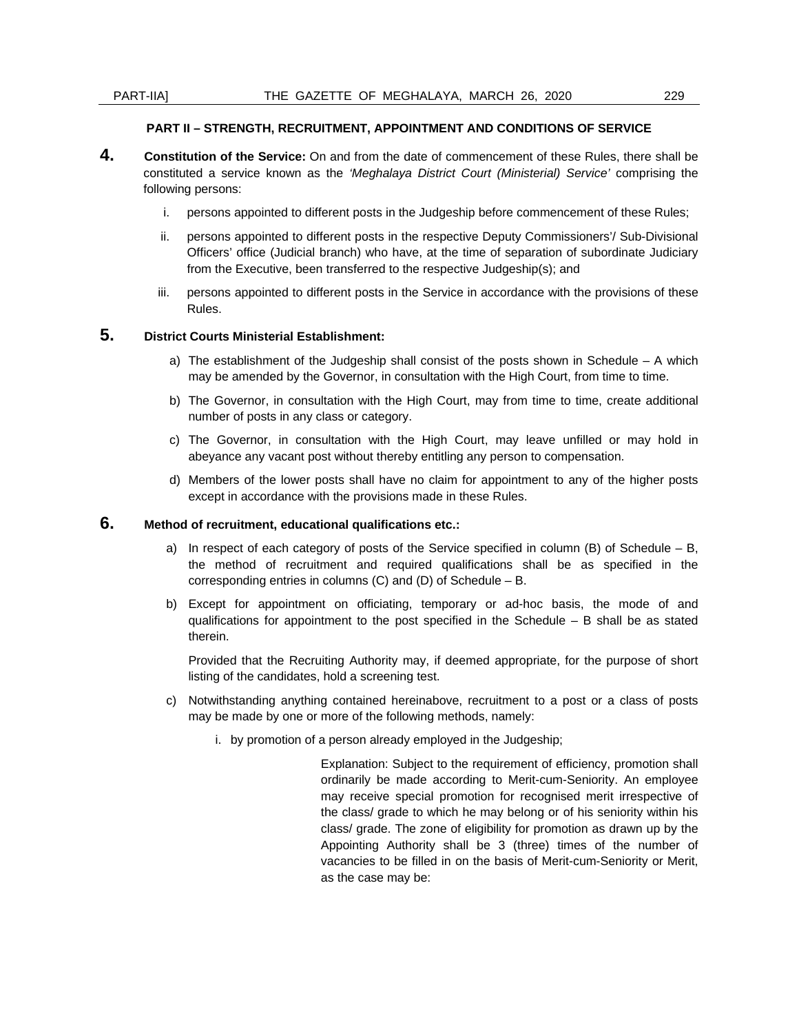### PART II – STRENGTH, RECRUITMENT, APPOINTMENT AND CONDITIONS OF SERVICE

**4.** **Constitution of the Service:** On and from the date of commencement of these Rules, there shall be constituted a service known as the *'Meghalaya District Court (Ministerial) Service'* comprising the following persons:

i. persons appointed to different posts in the Judgeship before commencement of these Rules;

ii. persons appointed to different posts in the respective Deputy Commissioners'/ Sub-Divisional Officers' office (Judicial branch) who have, at the time of separation of subordinate Judiciary from the Executive, been transferred to the respective Judgeship(s); and

iii. persons appointed to different posts in the Service in accordance with the provisions of these Rules.

**5.** **District Courts Ministerial Establishment:**

a) The establishment of the Judgeship shall consist of the posts shown in Schedule – A which may be amended by the Governor, in consultation with the High Court, from time to time.

b) The Governor, in consultation with the High Court, may from time to time, create additional number of posts in any class or category.

c) The Governor, in consultation with the High Court, may leave unfilled or may hold in abeyance any vacant post without thereby entitling any person to compensation.

d) Members of the lower posts shall have no claim for appointment to any of the higher posts except in accordance with the provisions made in these Rules.

**6.** **Method of recruitment, educational qualifications etc.:**

a) In respect of each category of posts of the Service specified in column (B) of Schedule – B, the method of recruitment and required qualifications shall be as specified in the corresponding entries in columns (C) and (D) of Schedule – B.

b) Except for appointment on officiating, temporary or ad-hoc basis, the mode of and qualifications for appointment to the post specified in the Schedule – B shall be as stated therein.

Provided that the Recruiting Authority may, if deemed appropriate, for the purpose of short listing of the candidates, hold a screening test.

c) Notwithstanding anything contained hereinabove, recruitment to a post or a class of posts may be made by one or more of the following methods, namely:

i. by promotion of a person already employed in the Judgeship;

Explanation: Subject to the requirement of efficiency, promotion shall ordinarily be made according to Merit-cum-Seniority. An employee may receive special promotion for recognised merit irrespective of the class/ grade to which he may belong or of his seniority within his class/ grade. The zone of eligibility for promotion as drawn up by the Appointing Authority shall be 3 (three) times of the number of vacancies to be filled in on the basis of Merit-cum-Seniority or Merit, as the case may be: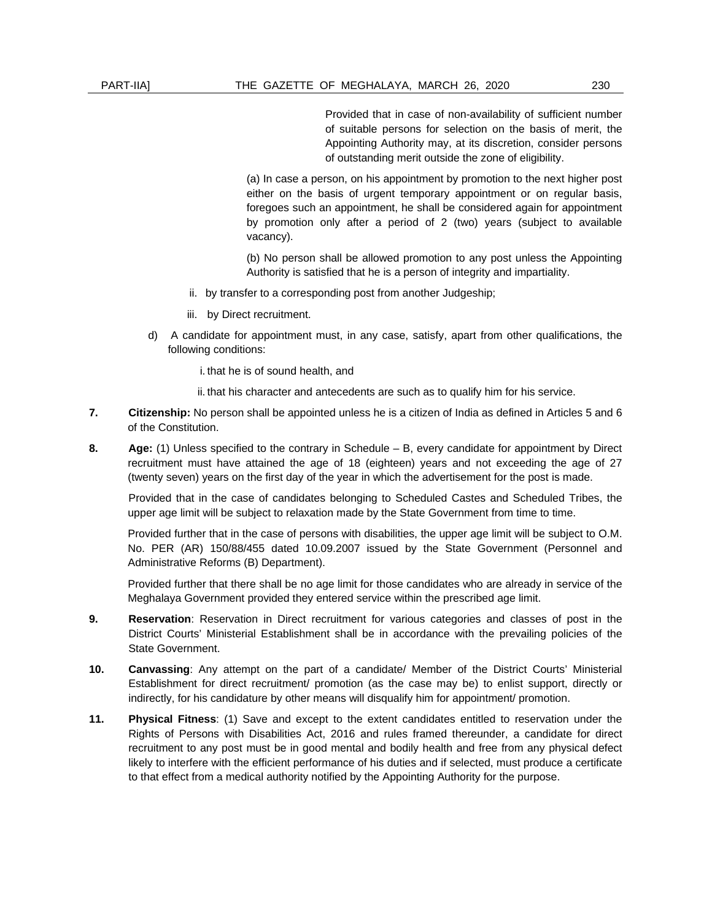Provided that in case of non-availability of sufficient number of suitable persons for selection on the basis of merit, the Appointing Authority may, at its discretion, consider persons of outstanding merit outside the zone of eligibility.

(a) In case a person, on his appointment by promotion to the next higher post either on the basis of urgent temporary appointment or on regular basis, foregoes such an appointment, he shall be considered again for appointment by promotion only after a period of 2 (two) years (subject to available vacancy).

(b) No person shall be allowed promotion to any post unless the Appointing Authority is satisfied that he is a person of integrity and impartiality.

ii. by transfer to a corresponding post from another Judgeship;

iii. by Direct recruitment.

d) A candidate for appointment must, in any case, satisfy, apart from other qualifications, the following conditions:

i. that he is of sound health, and

ii. that his character and antecedents are such as to qualify him for his service.

**7. Citizenship:** No person shall be appointed unless he is a citizen of India as defined in Articles 5 and 6 of the Constitution.

**8. Age:** (1) Unless specified to the contrary in Schedule – B, every candidate for appointment by Direct recruitment must have attained the age of 18 (eighteen) years and not exceeding the age of 27 (twenty seven) years on the first day of the year in which the advertisement for the post is made.

Provided that in the case of candidates belonging to Scheduled Castes and Scheduled Tribes, the upper age limit will be subject to relaxation made by the State Government from time to time.

Provided further that in the case of persons with disabilities, the upper age limit will be subject to O.M. No. PER (AR) 150/88/455 dated 10.09.2007 issued by the State Government (Personnel and Administrative Reforms (B) Department).

Provided further that there shall be no age limit for those candidates who are already in service of the Meghalaya Government provided they entered service within the prescribed age limit.

**9. Reservation**: Reservation in Direct recruitment for various categories and classes of post in the District Courts' Ministerial Establishment shall be in accordance with the prevailing policies of the State Government.

**10. Canvassing**: Any attempt on the part of a candidate/ Member of the District Courts' Ministerial Establishment for direct recruitment/ promotion (as the case may be) to enlist support, directly or indirectly, for his candidature by other means will disqualify him for appointment/ promotion.

**11. Physical Fitness**: (1) Save and except to the extent candidates entitled to reservation under the Rights of Persons with Disabilities Act, 2016 and rules framed thereunder, a candidate for direct recruitment to any post must be in good mental and bodily health and free from any physical defect likely to interfere with the efficient performance of his duties and if selected, must produce a certificate to that effect from a medical authority notified by the Appointing Authority for the purpose.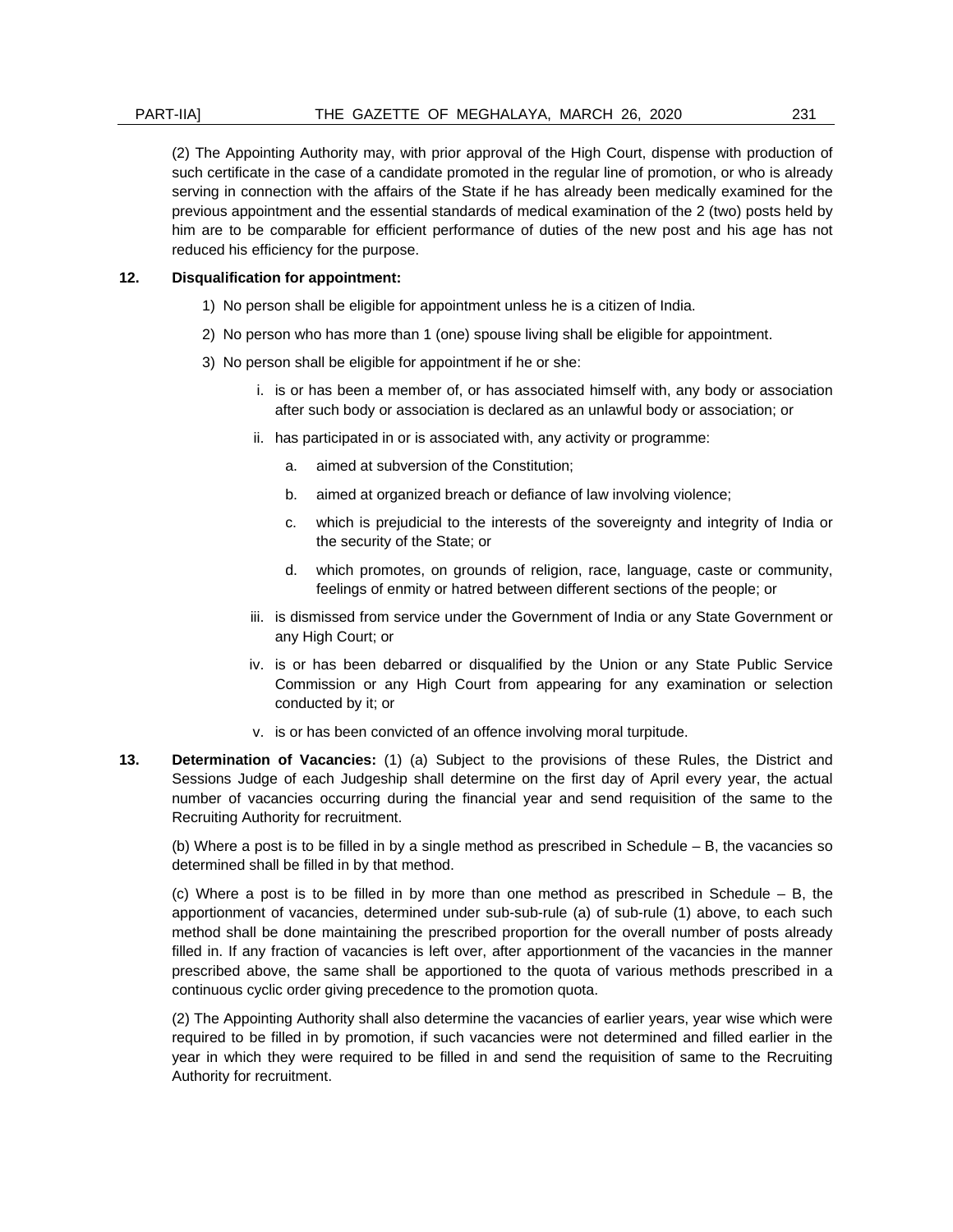(2) The Appointing Authority may, with prior approval of the High Court, dispense with production of such certificate in the case of a candidate promoted in the regular line of promotion, or who is already serving in connection with the affairs of the State if he has already been medically examined for the previous appointment and the essential standards of medical examination of the 2 (two) posts held by him are to be comparable for efficient performance of duties of the new post and his age has not reduced his efficiency for the purpose.

**12. Disqualification for appointment:**

1) No person shall be eligible for appointment unless he is a citizen of India.

2) No person who has more than 1 (one) spouse living shall be eligible for appointment.

3) No person shall be eligible for appointment if he or she:

   i. is or has been a member of, or has associated himself with, any body or association after such body or association is declared as an unlawful body or association; or

   ii. has participated in or is associated with, any activity or programme:

      a. aimed at subversion of the Constitution;

      b. aimed at organized breach or defiance of law involving violence;

      c. which is prejudicial to the interests of the sovereignty and integrity of India or the security of the State; or

      d. which promotes, on grounds of religion, race, language, caste or community, feelings of enmity or hatred between different sections of the people; or

   iii. is dismissed from service under the Government of India or any State Government or any High Court; or

   iv. is or has been debarred or disqualified by the Union or any State Public Service Commission or any High Court from appearing for any examination or selection conducted by it; or

   v. is or has been convicted of an offence involving moral turpitude.

**13. Determination of Vacancies:** (1) (a) Subject to the provisions of these Rules, the District and Sessions Judge of each Judgeship shall determine on the first day of April every year, the actual number of vacancies occurring during the financial year and send requisition of the same to the Recruiting Authority for recruitment.

(b) Where a post is to be filled in by a single method as prescribed in Schedule – B, the vacancies so determined shall be filled in by that method.

(c) Where a post is to be filled in by more than one method as prescribed in Schedule – B, the apportionment of vacancies, determined under sub-sub-rule (a) of sub-rule (1) above, to each such method shall be done maintaining the prescribed proportion for the overall number of posts already filled in. If any fraction of vacancies is left over, after apportionment of the vacancies in the manner prescribed above, the same shall be apportioned to the quota of various methods prescribed in a continuous cyclic order giving precedence to the promotion quota.

(2) The Appointing Authority shall also determine the vacancies of earlier years, year wise which were required to be filled in by promotion, if such vacancies were not determined and filled earlier in the year in which they were required to be filled in and send the requisition of same to the Recruiting Authority for recruitment.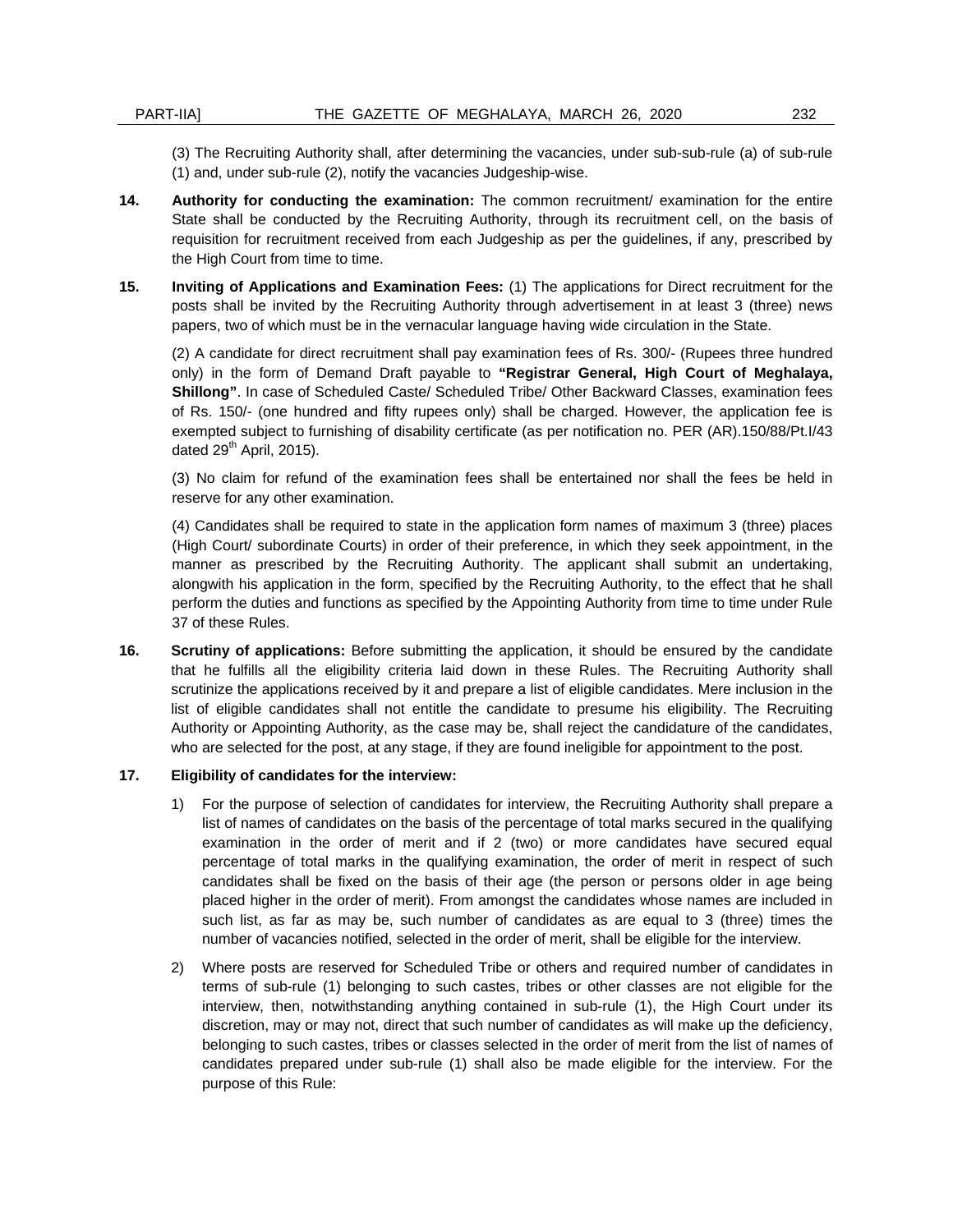(3) The Recruiting Authority shall, after determining the vacancies, under sub-sub-rule (a) of sub-rule (1) and, under sub-rule (2), notify the vacancies Judgeship-wise.

**14. Authority for conducting the examination:** The common recruitment/ examination for the entire State shall be conducted by the Recruiting Authority, through its recruitment cell, on the basis of requisition for recruitment received from each Judgeship as per the guidelines, if any, prescribed by the High Court from time to time.

**15. Inviting of Applications and Examination Fees:** (1) The applications for Direct recruitment for the posts shall be invited by the Recruiting Authority through advertisement in at least 3 (three) news papers, two of which must be in the vernacular language having wide circulation in the State.

(2) A candidate for direct recruitment shall pay examination fees of Rs. 300/- (Rupees three hundred only) in the form of Demand Draft payable to **"Registrar General, High Court of Meghalaya, Shillong"**. In case of Scheduled Caste/ Scheduled Tribe/ Other Backward Classes, examination fees of Rs. 150/- (one hundred and fifty rupees only) shall be charged. However, the application fee is exempted subject to furnishing of disability certificate (as per notification no. PER (AR).150/88/Pt.I/43 dated 29th April, 2015).

(3) No claim for refund of the examination fees shall be entertained nor shall the fees be held in reserve for any other examination.

(4) Candidates shall be required to state in the application form names of maximum 3 (three) places (High Court/ subordinate Courts) in order of their preference, in which they seek appointment, in the manner as prescribed by the Recruiting Authority. The applicant shall submit an undertaking, alongwith his application in the form, specified by the Recruiting Authority, to the effect that he shall perform the duties and functions as specified by the Appointing Authority from time to time under Rule 37 of these Rules.

**16. Scrutiny of applications:** Before submitting the application, it should be ensured by the candidate that he fulfills all the eligibility criteria laid down in these Rules. The Recruiting Authority shall scrutinize the applications received by it and prepare a list of eligible candidates. Mere inclusion in the list of eligible candidates shall not entitle the candidate to presume his eligibility. The Recruiting Authority or Appointing Authority, as the case may be, shall reject the candidature of the candidates, who are selected for the post, at any stage, if they are found ineligible for appointment to the post.

**17. Eligibility of candidates for the interview:**

1) For the purpose of selection of candidates for interview, the Recruiting Authority shall prepare a list of names of candidates on the basis of the percentage of total marks secured in the qualifying examination in the order of merit and if 2 (two) or more candidates have secured equal percentage of total marks in the qualifying examination, the order of merit in respect of such candidates shall be fixed on the basis of their age (the person or persons older in age being placed higher in the order of merit). From amongst the candidates whose names are included in such list, as far as may be, such number of candidates as are equal to 3 (three) times the number of vacancies notified, selected in the order of merit, shall be eligible for the interview.

2) Where posts are reserved for Scheduled Tribe or others and required number of candidates in terms of sub-rule (1) belonging to such castes, tribes or other classes are not eligible for the interview, then, notwithstanding anything contained in sub-rule (1), the High Court under its discretion, may or may not, direct that such number of candidates as will make up the deficiency, belonging to such castes, tribes or classes selected in the order of merit from the list of names of candidates prepared under sub-rule (1) shall also be made eligible for the interview. For the purpose of this Rule: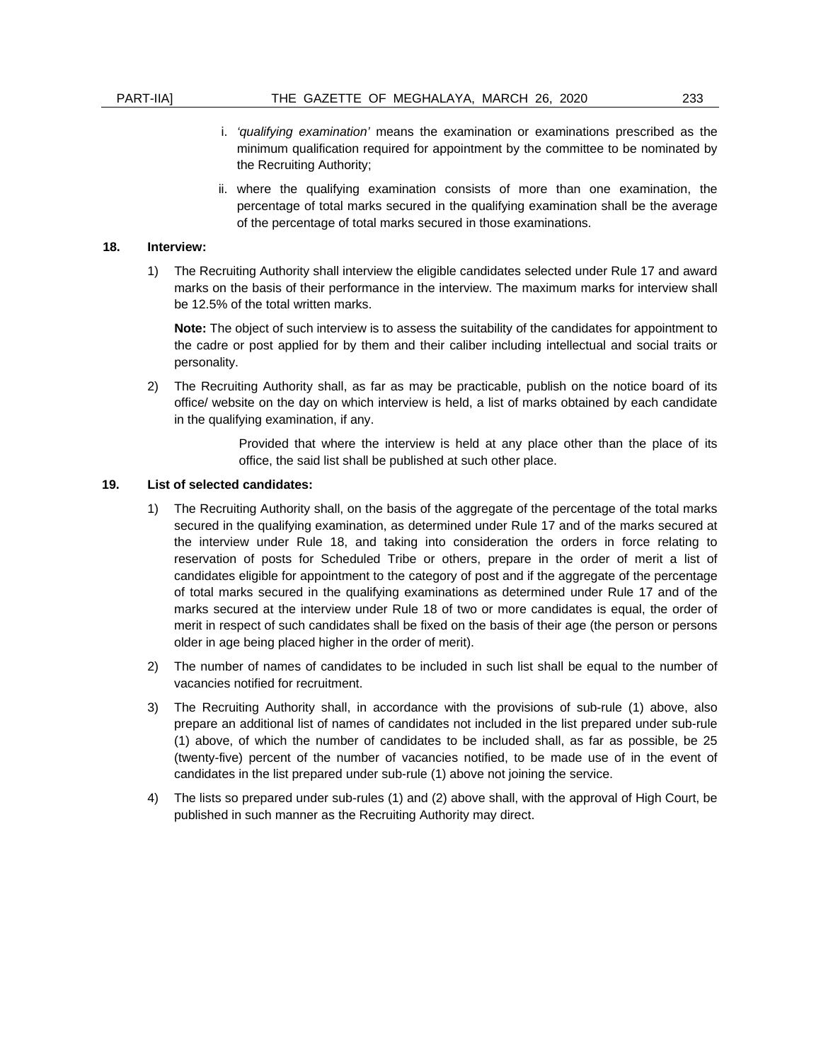i. *'qualifying examination'* means the examination or examinations prescribed as the minimum qualification required for appointment by the committee to be nominated by the Recruiting Authority;

ii. where the qualifying examination consists of more than one examination, the percentage of total marks secured in the qualifying examination shall be the average of the percentage of total marks secured in those examinations.

**18. Interview:**

1) The Recruiting Authority shall interview the eligible candidates selected under Rule 17 and award marks on the basis of their performance in the interview. The maximum marks for interview shall be 12.5% of the total written marks.

   **Note:** The object of such interview is to assess the suitability of the candidates for appointment to the cadre or post applied for by them and their caliber including intellectual and social traits or personality.

2) The Recruiting Authority shall, as far as may be practicable, publish on the notice board of its office/ website on the day on which interview is held, a list of marks obtained by each candidate in the qualifying examination, if any.

   Provided that where the interview is held at any place other than the place of its office, the said list shall be published at such other place.

**19. List of selected candidates:**

1) The Recruiting Authority shall, on the basis of the aggregate of the percentage of the total marks secured in the qualifying examination, as determined under Rule 17 and of the marks secured at the interview under Rule 18, and taking into consideration the orders in force relating to reservation of posts for Scheduled Tribe or others, prepare in the order of merit a list of candidates eligible for appointment to the category of post and if the aggregate of the percentage of total marks secured in the qualifying examinations as determined under Rule 17 and of the marks secured at the interview under Rule 18 of two or more candidates is equal, the order of merit in respect of such candidates shall be fixed on the basis of their age (the person or persons older in age being placed higher in the order of merit).

2) The number of names of candidates to be included in such list shall be equal to the number of vacancies notified for recruitment.

3) The Recruiting Authority shall, in accordance with the provisions of sub-rule (1) above, also prepare an additional list of names of candidates not included in the list prepared under sub-rule (1) above, of which the number of candidates to be included shall, as far as possible, be 25 (twenty-five) percent of the number of vacancies notified, to be made use of in the event of candidates in the list prepared under sub-rule (1) above not joining the service.

4) The lists so prepared under sub-rules (1) and (2) above shall, with the approval of High Court, be published in such manner as the Recruiting Authority may direct.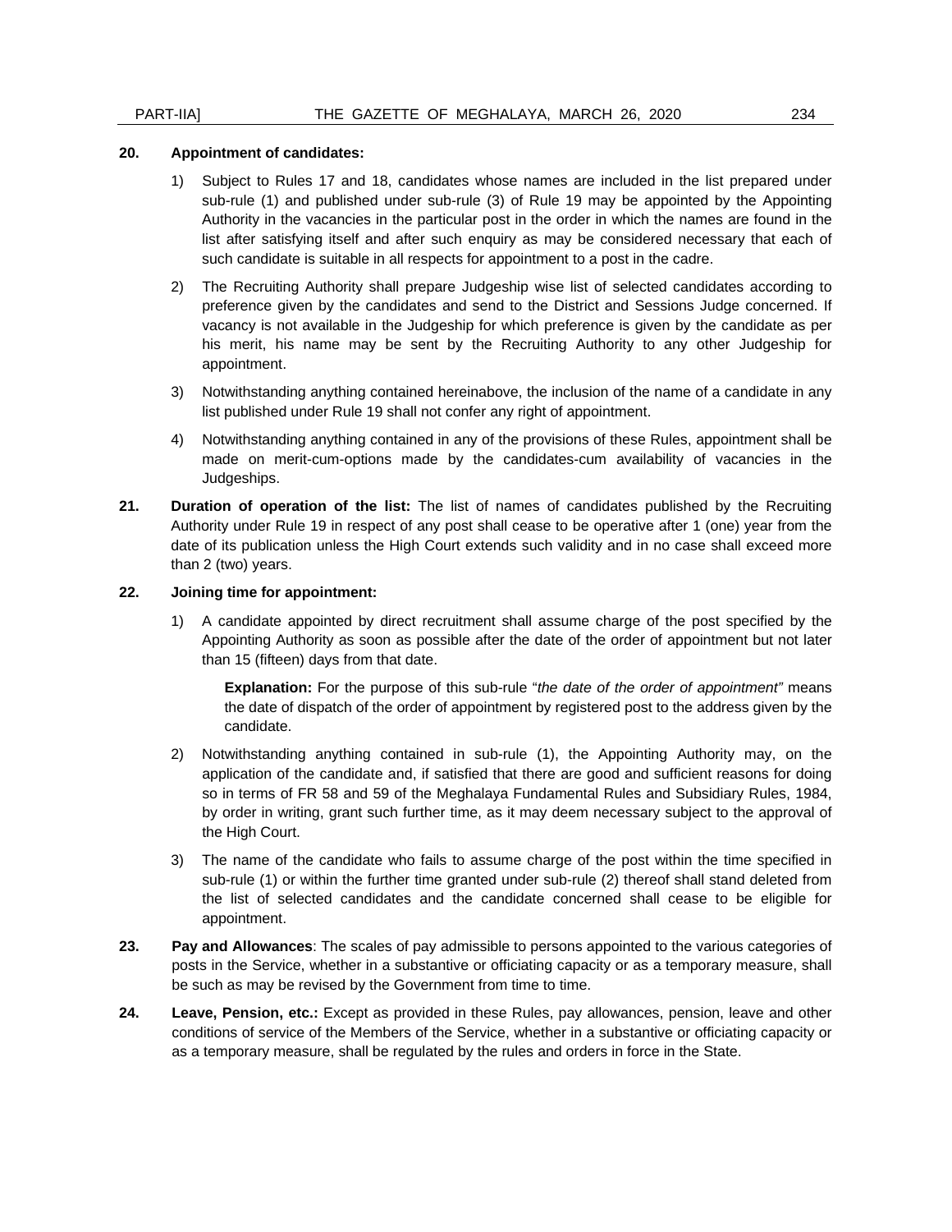**20. Appointment of candidates:**

1) Subject to Rules 17 and 18, candidates whose names are included in the list prepared under sub-rule (1) and published under sub-rule (3) of Rule 19 may be appointed by the Appointing Authority in the vacancies in the particular post in the order in which the names are found in the list after satisfying itself and after such enquiry as may be considered necessary that each of such candidate is suitable in all respects for appointment to a post in the cadre.

2) The Recruiting Authority shall prepare Judgeship wise list of selected candidates according to preference given by the candidates and send to the District and Sessions Judge concerned. If vacancy is not available in the Judgeship for which preference is given by the candidate as per his merit, his name may be sent by the Recruiting Authority to any other Judgeship for appointment.

3) Notwithstanding anything contained hereinabove, the inclusion of the name of a candidate in any list published under Rule 19 shall not confer any right of appointment.

4) Notwithstanding anything contained in any of the provisions of these Rules, appointment shall be made on merit-cum-options made by the candidates-cum availability of vacancies in the Judgeships.

**21. Duration of operation of the list:** The list of names of candidates published by the Recruiting Authority under Rule 19 in respect of any post shall cease to be operative after 1 (one) year from the date of its publication unless the High Court extends such validity and in no case shall exceed more than 2 (two) years.

**22. Joining time for appointment:**

1) A candidate appointed by direct recruitment shall assume charge of the post specified by the Appointing Authority as soon as possible after the date of the order of appointment but not later than 15 (fifteen) days from that date.

   **Explanation:** For the purpose of this sub-rule "*the date of the order of appointment"* means the date of dispatch of the order of appointment by registered post to the address given by the candidate.

2) Notwithstanding anything contained in sub-rule (1), the Appointing Authority may, on the application of the candidate and, if satisfied that there are good and sufficient reasons for doing so in terms of FR 58 and 59 of the Meghalaya Fundamental Rules and Subsidiary Rules, 1984, by order in writing, grant such further time, as it may deem necessary subject to the approval of the High Court.

3) The name of the candidate who fails to assume charge of the post within the time specified in sub-rule (1) or within the further time granted under sub-rule (2) thereof shall stand deleted from the list of selected candidates and the candidate concerned shall cease to be eligible for appointment.

**23. Pay and Allowances**: The scales of pay admissible to persons appointed to the various categories of posts in the Service, whether in a substantive or officiating capacity or as a temporary measure, shall be such as may be revised by the Government from time to time.

**24. Leave, Pension, etc.:** Except as provided in these Rules, pay allowances, pension, leave and other conditions of service of the Members of the Service, whether in a substantive or officiating capacity or as a temporary measure, shall be regulated by the rules and orders in force in the State.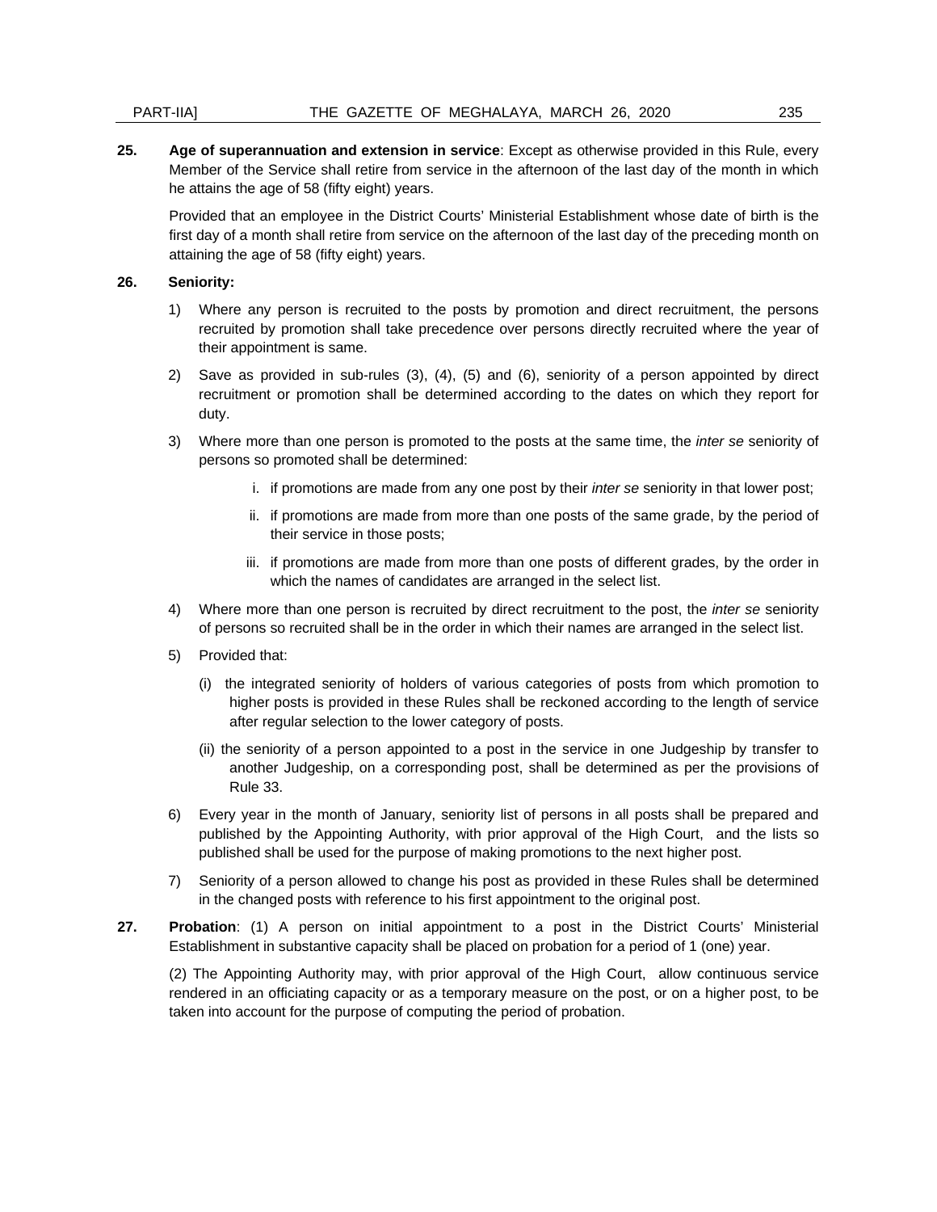**25. Age of superannuation and extension in service**: Except as otherwise provided in this Rule, every Member of the Service shall retire from service in the afternoon of the last day of the month in which he attains the age of 58 (fifty eight) years.

Provided that an employee in the District Courts' Ministerial Establishment whose date of birth is the first day of a month shall retire from service on the afternoon of the last day of the preceding month on attaining the age of 58 (fifty eight) years.

**26. Seniority:**

1) Where any person is recruited to the posts by promotion and direct recruitment, the persons recruited by promotion shall take precedence over persons directly recruited where the year of their appointment is same.

2) Save as provided in sub-rules (3), (4), (5) and (6), seniority of a person appointed by direct recruitment or promotion shall be determined according to the dates on which they report for duty.

3) Where more than one person is promoted to the posts at the same time, the *inter se* seniority of persons so promoted shall be determined:

   i. if promotions are made from any one post by their *inter se* seniority in that lower post;

   ii. if promotions are made from more than one posts of the same grade, by the period of their service in those posts;

   iii. if promotions are made from more than one posts of different grades, by the order in which the names of candidates are arranged in the select list.

4) Where more than one person is recruited by direct recruitment to the post, the *inter se* seniority of persons so recruited shall be in the order in which their names are arranged in the select list.

5) Provided that:

   (i) the integrated seniority of holders of various categories of posts from which promotion to higher posts is provided in these Rules shall be reckoned according to the length of service after regular selection to the lower category of posts.

   (ii) the seniority of a person appointed to a post in the service in one Judgeship by transfer to another Judgeship, on a corresponding post, shall be determined as per the provisions of Rule 33.

6) Every year in the month of January, seniority list of persons in all posts shall be prepared and published by the Appointing Authority, with prior approval of the High Court, and the lists so published shall be used for the purpose of making promotions to the next higher post.

7) Seniority of a person allowed to change his post as provided in these Rules shall be determined in the changed posts with reference to his first appointment to the original post.

**27. Probation**: (1) A person on initial appointment to a post in the District Courts' Ministerial Establishment in substantive capacity shall be placed on probation for a period of 1 (one) year.

(2) The Appointing Authority may, with prior approval of the High Court, allow continuous service rendered in an officiating capacity or as a temporary measure on the post, or on a higher post, to be taken into account for the purpose of computing the period of probation.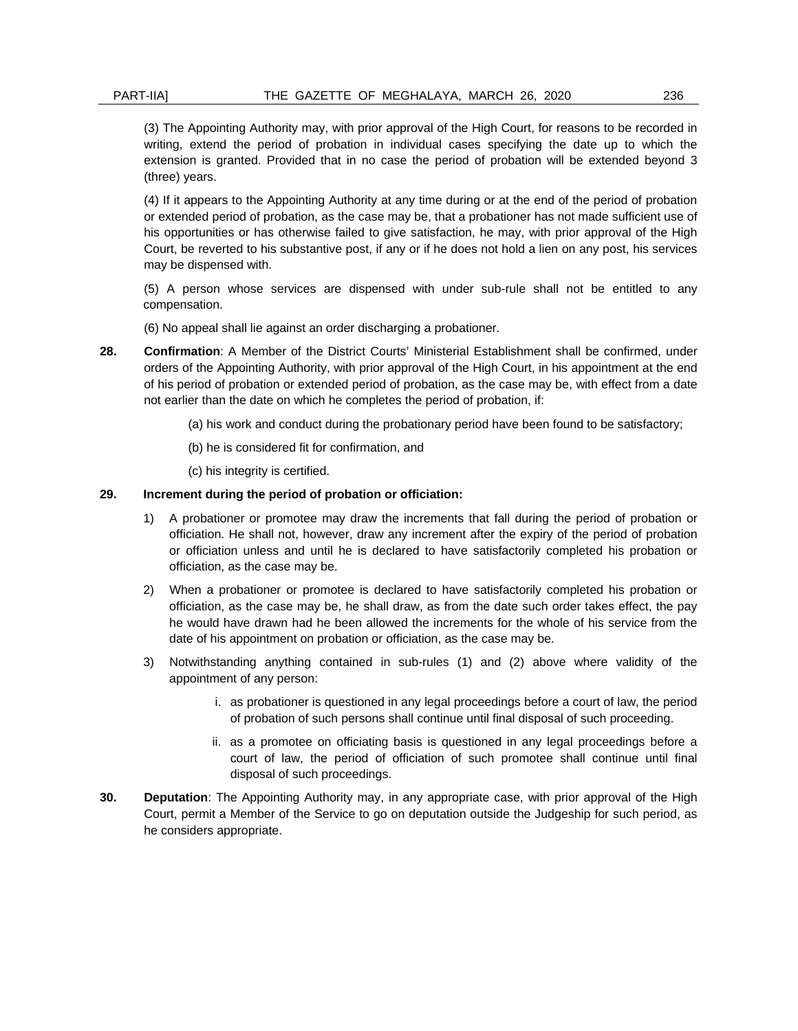(3) The Appointing Authority may, with prior approval of the High Court, for reasons to be recorded in writing, extend the period of probation in individual cases specifying the date up to which the extension is granted. Provided that in no case the period of probation will be extended beyond 3 (three) years.

(4) If it appears to the Appointing Authority at any time during or at the end of the period of probation or extended period of probation, as the case may be, that a probationer has not made sufficient use of his opportunities or has otherwise failed to give satisfaction, he may, with prior approval of the High Court, be reverted to his substantive post, if any or if he does not hold a lien on any post, his services may be dispensed with.

(5) A person whose services are dispensed with under sub-rule shall not be entitled to any compensation.

(6) No appeal shall lie against an order discharging a probationer.

**28.** **Confirmation**: A Member of the District Courts' Ministerial Establishment shall be confirmed, under orders of the Appointing Authority, with prior approval of the High Court, in his appointment at the end of his period of probation or extended period of probation, as the case may be, with effect from a date not earlier than the date on which he completes the period of probation, if:

(a) his work and conduct during the probationary period have been found to be satisfactory;

(b) he is considered fit for confirmation, and

(c) his integrity is certified.

**29.** **Increment during the period of probation or officiation:**

1) A probationer or promotee may draw the increments that fall during the period of probation or officiation. He shall not, however, draw any increment after the expiry of the period of probation or officiation unless and until he is declared to have satisfactorily completed his probation or officiation, as the case may be.

2) When a probationer or promotee is declared to have satisfactorily completed his probation or officiation, as the case may be, he shall draw, as from the date such order takes effect, the pay he would have drawn had he been allowed the increments for the whole of his service from the date of his appointment on probation or officiation, as the case may be.

3) Notwithstanding anything contained in sub-rules (1) and (2) above where validity of the appointment of any person:

   i. as probationer is questioned in any legal proceedings before a court of law, the period of probation of such persons shall continue until final disposal of such proceeding.

   ii. as a promotee on officiating basis is questioned in any legal proceedings before a court of law, the period of officiation of such promotee shall continue until final disposal of such proceedings.

**30.** **Deputation**: The Appointing Authority may, in any appropriate case, with prior approval of the High Court, permit a Member of the Service to go on deputation outside the Judgeship for such period, as he considers appropriate.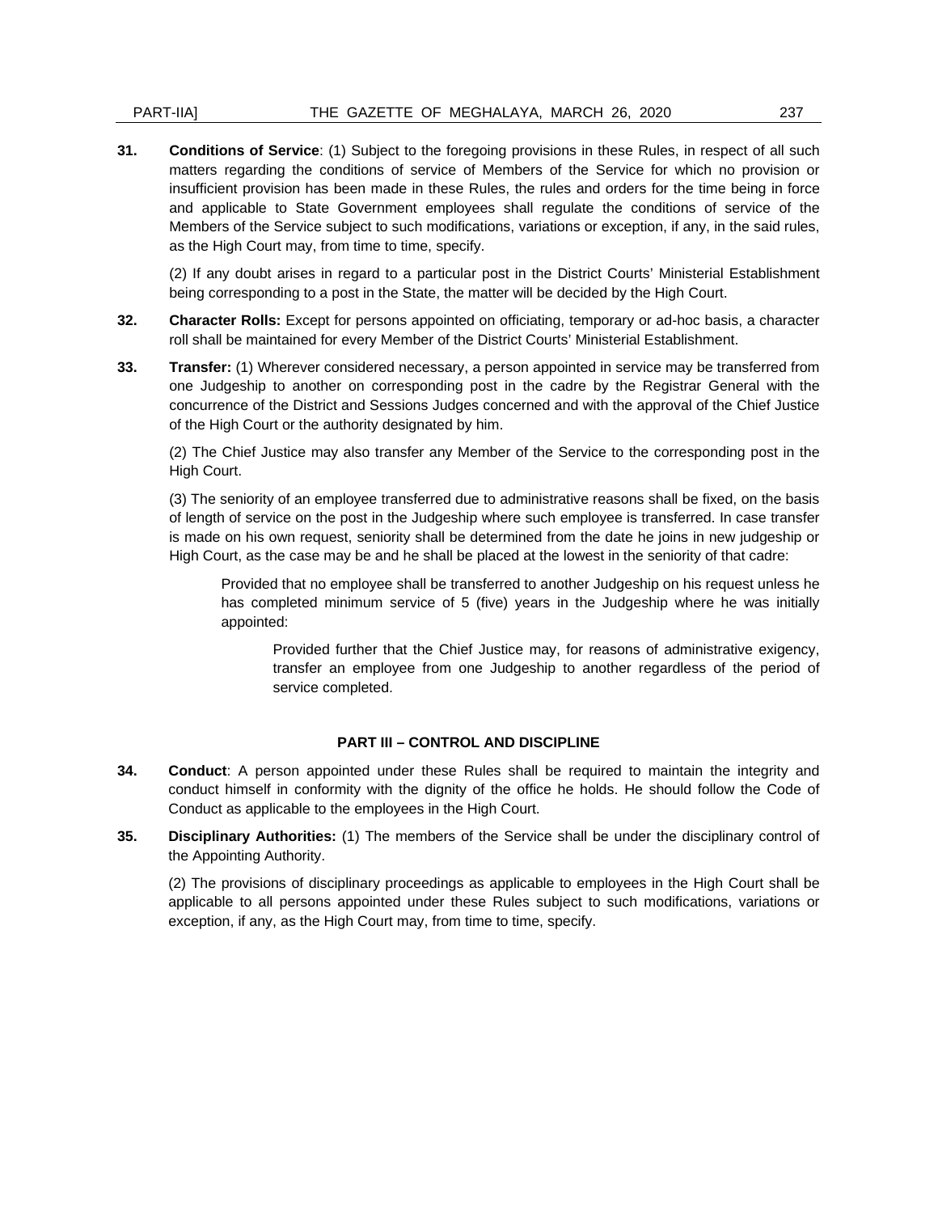**31. Conditions of Service**: (1) Subject to the foregoing provisions in these Rules, in respect of all such matters regarding the conditions of service of Members of the Service for which no provision or insufficient provision has been made in these Rules, the rules and orders for the time being in force and applicable to State Government employees shall regulate the conditions of service of the Members of the Service subject to such modifications, variations or exception, if any, in the said rules, as the High Court may, from time to time, specify.

(2) If any doubt arises in regard to a particular post in the District Courts' Ministerial Establishment being corresponding to a post in the State, the matter will be decided by the High Court.

**32. Character Rolls:** Except for persons appointed on officiating, temporary or ad-hoc basis, a character roll shall be maintained for every Member of the District Courts' Ministerial Establishment.

**33. Transfer:** (1) Wherever considered necessary, a person appointed in service may be transferred from one Judgeship to another on corresponding post in the cadre by the Registrar General with the concurrence of the District and Sessions Judges concerned and with the approval of the Chief Justice of the High Court or the authority designated by him.

(2) The Chief Justice may also transfer any Member of the Service to the corresponding post in the High Court.

(3) The seniority of an employee transferred due to administrative reasons shall be fixed, on the basis of length of service on the post in the Judgeship where such employee is transferred. In case transfer is made on his own request, seniority shall be determined from the date he joins in new judgeship or High Court, as the case may be and he shall be placed at the lowest in the seniority of that cadre:

Provided that no employee shall be transferred to another Judgeship on his request unless he has completed minimum service of 5 (five) years in the Judgeship where he was initially appointed:

Provided further that the Chief Justice may, for reasons of administrative exigency, transfer an employee from one Judgeship to another regardless of the period of service completed.

## PART III – CONTROL AND DISCIPLINE

**34. Conduct**: A person appointed under these Rules shall be required to maintain the integrity and conduct himself in conformity with the dignity of the office he holds. He should follow the Code of Conduct as applicable to the employees in the High Court.

**35. Disciplinary Authorities:** (1) The members of the Service shall be under the disciplinary control of the Appointing Authority.

(2) The provisions of disciplinary proceedings as applicable to employees in the High Court shall be applicable to all persons appointed under these Rules subject to such modifications, variations or exception, if any, as the High Court may, from time to time, specify.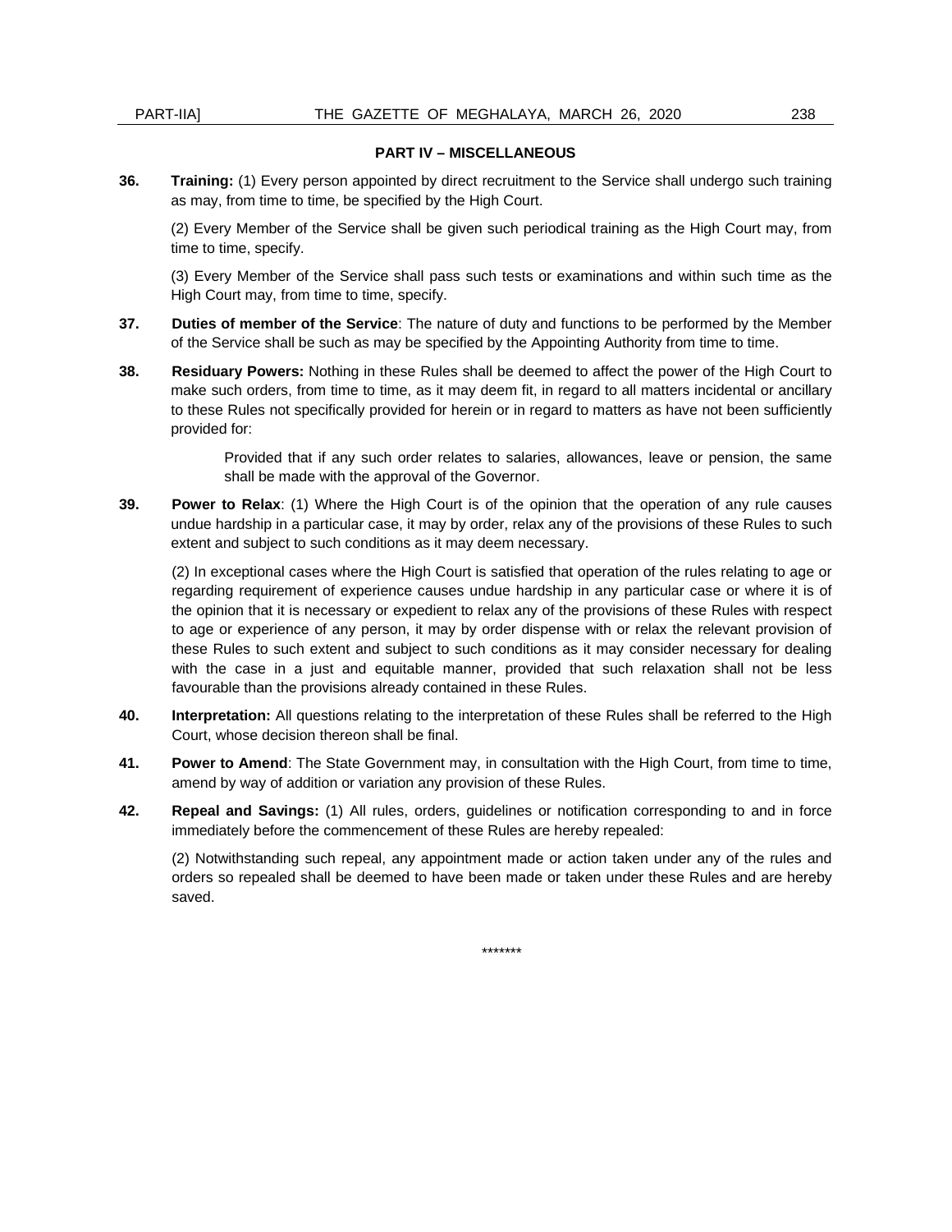## PART IV – MISCELLANEOUS

**36. Training:** (1) Every person appointed by direct recruitment to the Service shall undergo such training as may, from time to time, be specified by the High Court.

(2) Every Member of the Service shall be given such periodical training as the High Court may, from time to time, specify.

(3) Every Member of the Service shall pass such tests or examinations and within such time as the High Court may, from time to time, specify.

**37. Duties of member of the Service**: The nature of duty and functions to be performed by the Member of the Service shall be such as may be specified by the Appointing Authority from time to time.

**38. Residuary Powers:** Nothing in these Rules shall be deemed to affect the power of the High Court to make such orders, from time to time, as it may deem fit, in regard to all matters incidental or ancillary to these Rules not specifically provided for herein or in regard to matters as have not been sufficiently provided for:

> Provided that if any such order relates to salaries, allowances, leave or pension, the same shall be made with the approval of the Governor.

**39. Power to Relax**: (1) Where the High Court is of the opinion that the operation of any rule causes undue hardship in a particular case, it may by order, relax any of the provisions of these Rules to such extent and subject to such conditions as it may deem necessary.

(2) In exceptional cases where the High Court is satisfied that operation of the rules relating to age or regarding requirement of experience causes undue hardship in any particular case or where it is of the opinion that it is necessary or expedient to relax any of the provisions of these Rules with respect to age or experience of any person, it may by order dispense with or relax the relevant provision of these Rules to such extent and subject to such conditions as it may consider necessary for dealing with the case in a just and equitable manner, provided that such relaxation shall not be less favourable than the provisions already contained in these Rules.

**40. Interpretation:** All questions relating to the interpretation of these Rules shall be referred to the High Court, whose decision thereon shall be final.

**41. Power to Amend**: The State Government may, in consultation with the High Court, from time to time, amend by way of addition or variation any provision of these Rules.

**42. Repeal and Savings:** (1) All rules, orders, guidelines or notification corresponding to and in force immediately before the commencement of these Rules are hereby repealed:

(2) Notwithstanding such repeal, any appointment made or action taken under any of the rules and orders so repealed shall be deemed to have been made or taken under these Rules and are hereby saved.

*******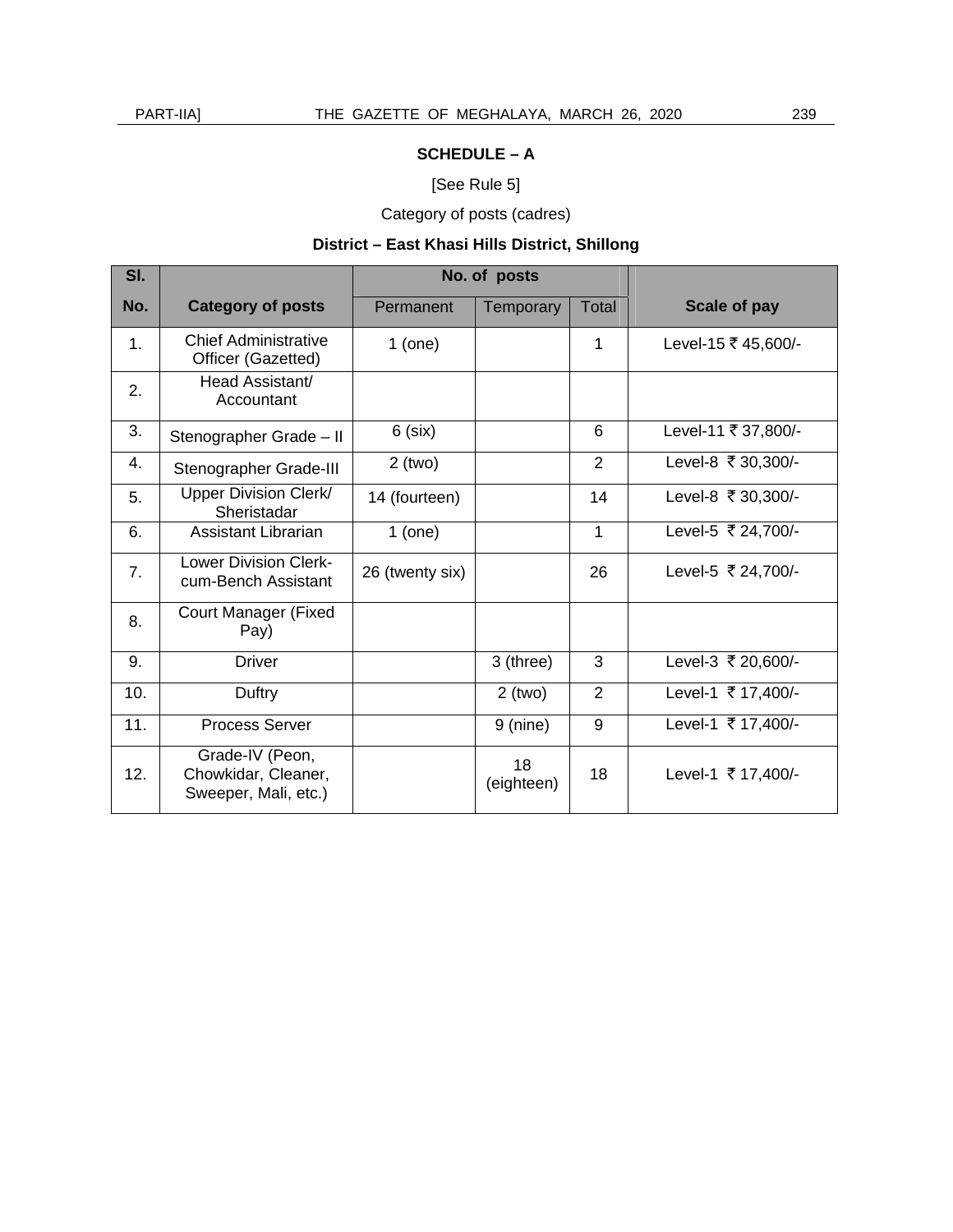**SCHEDULE – A**

[See Rule 5]

Category of posts (cadres)

**District – East Khasi Hills District, Shillong**

| Sl. No. | Category of posts | No. of posts | | | Scale of pay |
|---|---|---|---|---|---|
| | | Permanent | Temporary | Total | |
| 1. | Chief Administrative Officer (Gazetted) | 1 (one) | | 1 | Level-15 ₹ 45,600/- |
| 2. | Head Assistant/ Accountant | | | | |
| 3. | Stenographer Grade – II | 6 (six) | | 6 | Level-11 ₹ 37,800/- |
| 4. | Stenographer Grade-III | 2 (two) | | 2 | Level-8 ₹ 30,300/- |
| 5. | Upper Division Clerk/ Sheristadar | 14 (fourteen) | | 14 | Level-8 ₹ 30,300/- |
| 6. | Assistant Librarian | 1 (one) | | 1 | Level-5 ₹ 24,700/- |
| 7. | Lower Division Clerk-cum-Bench Assistant | 26 (twenty six) | | 26 | Level-5 ₹ 24,700/- |
| 8. | Court Manager (Fixed Pay) | | | | |
| 9. | Driver | | 3 (three) | 3 | Level-3 ₹ 20,600/- |
| 10. | Duftry | | 2 (two) | 2 | Level-1 ₹ 17,400/- |
| 11. | Process Server | | 9 (nine) | 9 | Level-1 ₹ 17,400/- |
| 12. | Grade-IV (Peon, Chowkidar, Cleaner, Sweeper, Mali, etc.) | | 18 (eighteen) | 18 | Level-1 ₹ 17,400/- |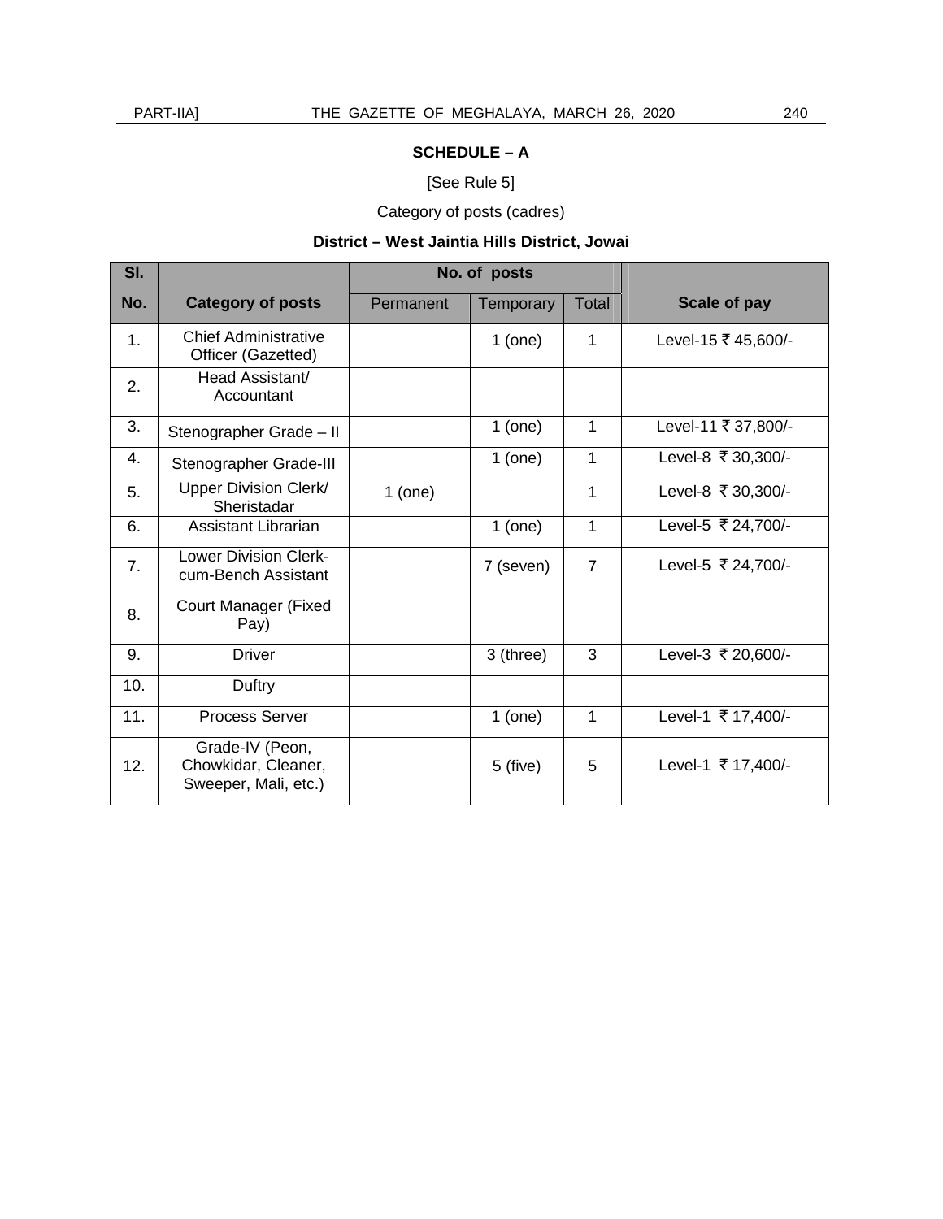**SCHEDULE – A**

[See Rule 5]

Category of posts (cadres)

**District – West Jaintia Hills District, Jowai**

| Sl. No. | Category of posts | No. of posts | | | Scale of pay |
|---|---|---|---|---|---|
| | | Permanent | Temporary | Total | |
| 1. | Chief Administrative Officer (Gazetted) | | 1 (one) | 1 | Level-15 ₹ 45,600/- |
| 2. | Head Assistant/ Accountant | | | | |
| 3. | Stenographer Grade – II | | 1 (one) | 1 | Level-11 ₹ 37,800/- |
| 4. | Stenographer Grade-III | | 1 (one) | 1 | Level-8 ₹ 30,300/- |
| 5. | Upper Division Clerk/ Sheristadar | 1 (one) | | 1 | Level-8 ₹ 30,300/- |
| 6. | Assistant Librarian | | 1 (one) | 1 | Level-5 ₹ 24,700/- |
| 7. | Lower Division Clerk-cum-Bench Assistant | | 7 (seven) | 7 | Level-5 ₹ 24,700/- |
| 8. | Court Manager (Fixed Pay) | | | | |
| 9. | Driver | | 3 (three) | 3 | Level-3 ₹ 20,600/- |
| 10. | Duftry | | | | |
| 11. | Process Server | | 1 (one) | 1 | Level-1 ₹ 17,400/- |
| 12. | Grade-IV (Peon, Chowkidar, Cleaner, Sweeper, Mali, etc.) | | 5 (five) | 5 | Level-1 ₹ 17,400/- |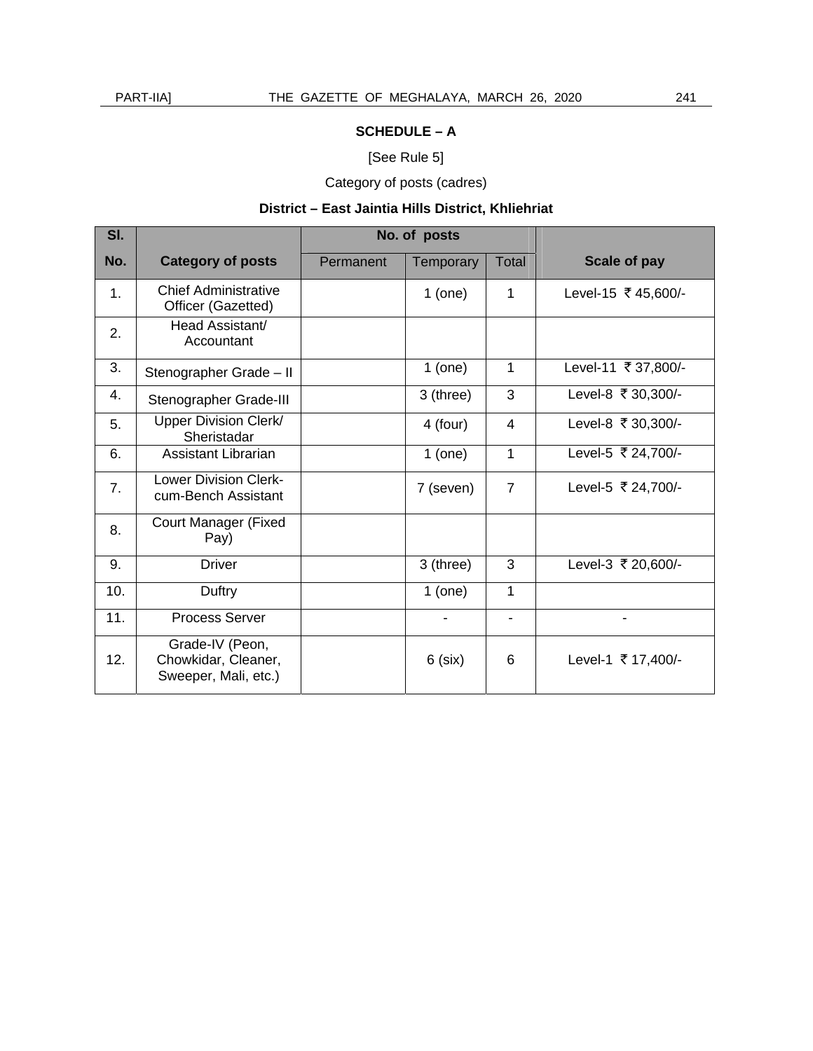**SCHEDULE – A**

[See Rule 5]

Category of posts (cadres)

**District – East Jaintia Hills District, Khliehriat**

| Sl. No. | Category of posts | No. of posts | | | Scale of pay |
|---|---|---|---|---|---|
| | | Permanent | Temporary | Total | |
| 1. | Chief Administrative Officer (Gazetted) | | 1 (one) | 1 | Level-15 ₹ 45,600/- |
| 2. | Head Assistant/ Accountant | | | | |
| 3. | Stenographer Grade – II | | 1 (one) | 1 | Level-11 ₹ 37,800/- |
| 4. | Stenographer Grade-III | | 3 (three) | 3 | Level-8 ₹ 30,300/- |
| 5. | Upper Division Clerk/ Sheristadar | | 4 (four) | 4 | Level-8 ₹ 30,300/- |
| 6. | Assistant Librarian | | 1 (one) | 1 | Level-5 ₹ 24,700/- |
| 7. | Lower Division Clerk-cum-Bench Assistant | | 7 (seven) | 7 | Level-5 ₹ 24,700/- |
| 8. | Court Manager (Fixed Pay) | | | | |
| 9. | Driver | | 3 (three) | 3 | Level-3 ₹ 20,600/- |
| 10. | Duftry | | 1 (one) | 1 | |
| 11. | Process Server | | - | - | - |
| 12. | Grade-IV (Peon, Chowkidar, Cleaner, Sweeper, Mali, etc.) | | 6 (six) | 6 | Level-1 ₹ 17,400/- |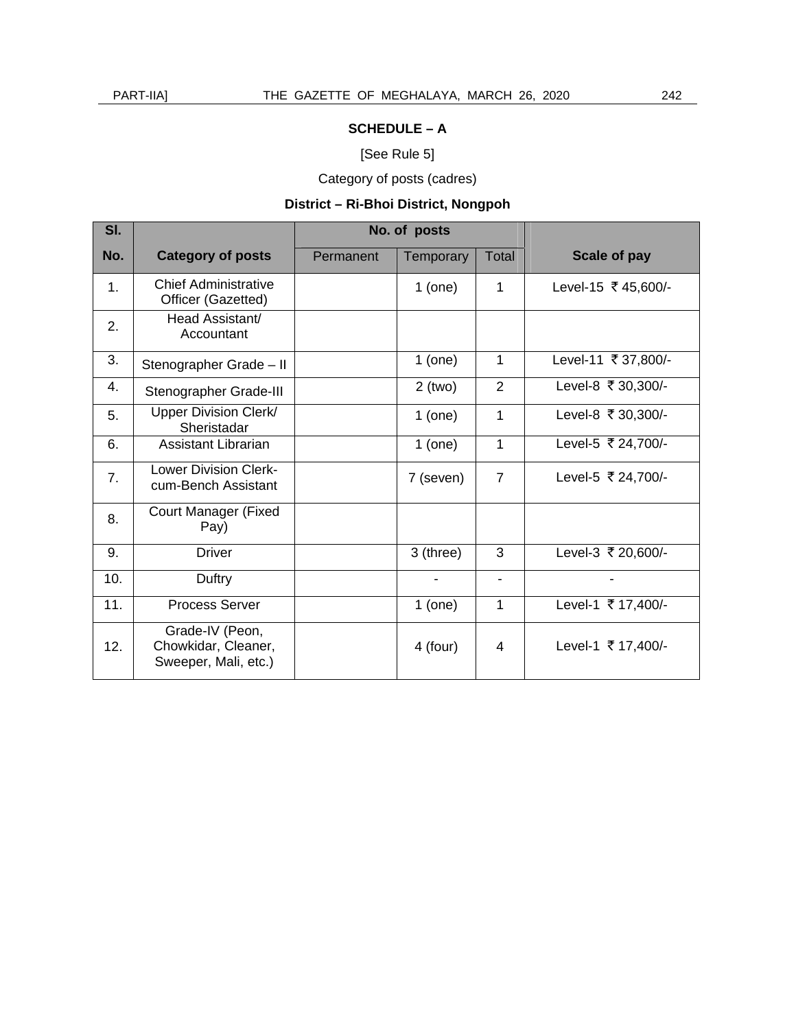**SCHEDULE – A**

[See Rule 5]

Category of posts (cadres)

**District – Ri-Bhoi District, Nongpoh**

| Sl. | | No. of posts | | | |
|---|---|---|---|---|---|
| No. | Category of posts | Permanent | Temporary | Total | Scale of pay |
| 1. | Chief Administrative Officer (Gazetted) | | 1 (one) | 1 | Level-15 ₹ 45,600/- |
| 2. | Head Assistant/ Accountant | | | | |
| 3. | Stenographer Grade – II | | 1 (one) | 1 | Level-11 ₹ 37,800/- |
| 4. | Stenographer Grade-III | | 2 (two) | 2 | Level-8 ₹ 30,300/- |
| 5. | Upper Division Clerk/ Sheristadar | | 1 (one) | 1 | Level-8 ₹ 30,300/- |
| 6. | Assistant Librarian | | 1 (one) | 1 | Level-5 ₹ 24,700/- |
| 7. | Lower Division Clerk-cum-Bench Assistant | | 7 (seven) | 7 | Level-5 ₹ 24,700/- |
| 8. | Court Manager (Fixed Pay) | | | | |
| 9. | Driver | | 3 (three) | 3 | Level-3 ₹ 20,600/- |
| 10. | Duftry | | - | - | - |
| 11. | Process Server | | 1 (one) | 1 | Level-1 ₹ 17,400/- |
| 12. | Grade-IV (Peon, Chowkidar, Cleaner, Sweeper, Mali, etc.) | | 4 (four) | 4 | Level-1 ₹ 17,400/- |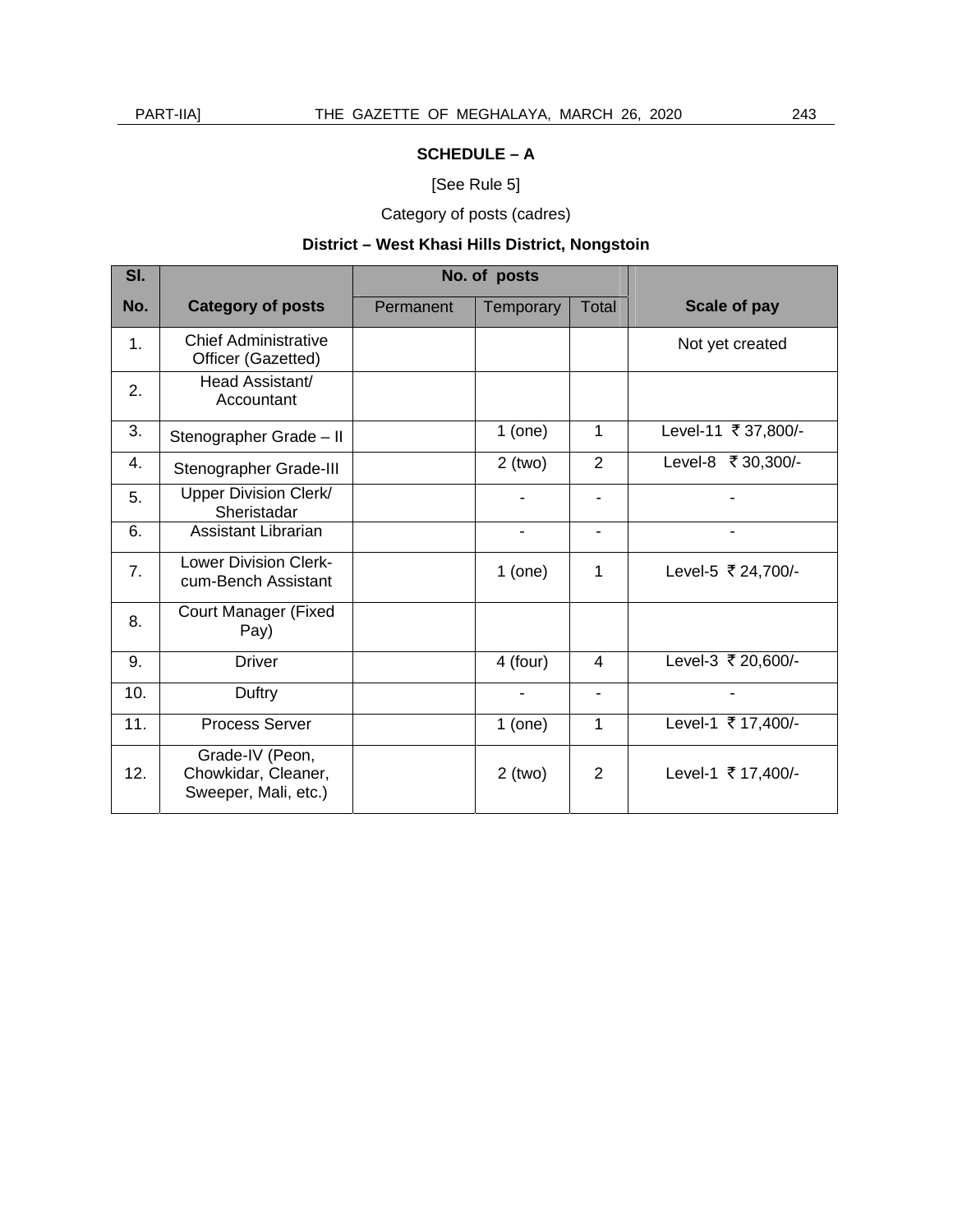**SCHEDULE – A**

[See Rule 5]

Category of posts (cadres)

**District – West Khasi Hills District, Nongstoin**

| Sl. No. | Category of posts | No. of posts | | | Scale of pay |
|---|---|---|---|---|---|
| | | Permanent | Temporary | Total | |
| 1. | Chief Administrative Officer (Gazetted) | | | | Not yet created |
| 2. | Head Assistant/ Accountant | | | | |
| 3. | Stenographer Grade – II | | 1 (one) | 1 | Level-11 ₹ 37,800/- |
| 4. | Stenographer Grade-III | | 2 (two) | 2 | Level-8 ₹ 30,300/- |
| 5. | Upper Division Clerk/ Sheristadar | | - | - | - |
| 6. | Assistant Librarian | | - | - | - |
| 7. | Lower Division Clerk-cum-Bench Assistant | | 1 (one) | 1 | Level-5 ₹ 24,700/- |
| 8. | Court Manager (Fixed Pay) | | | | |
| 9. | Driver | | 4 (four) | 4 | Level-3 ₹ 20,600/- |
| 10. | Duftry | | - | - | - |
| 11. | Process Server | | 1 (one) | 1 | Level-1 ₹ 17,400/- |
| 12. | Grade-IV (Peon, Chowkidar, Cleaner, Sweeper, Mali, etc.) | | 2 (two) | 2 | Level-1 ₹ 17,400/- |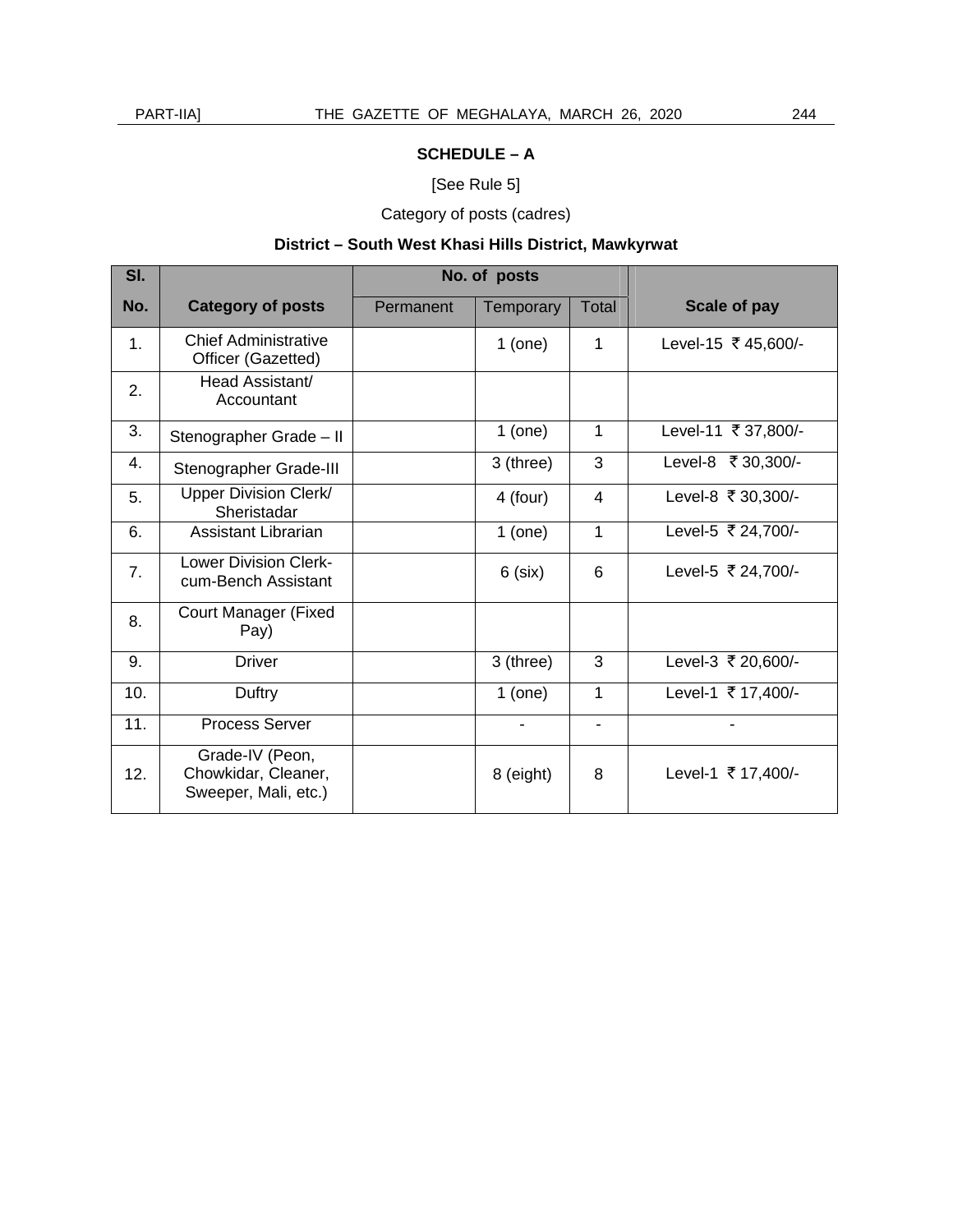**SCHEDULE – A**

[See Rule 5]

Category of posts (cadres)

**District – South West Khasi Hills District, Mawkyrwat**

| Sl. No. | Category of posts | No. of posts | | | Scale of pay |
|---|---|---|---|---|---|
| | | Permanent | Temporary | Total | |
| 1. | Chief Administrative Officer (Gazetted) | | 1 (one) | 1 | Level-15 ₹ 45,600/- |
| 2. | Head Assistant/ Accountant | | | | |
| 3. | Stenographer Grade – II | | 1 (one) | 1 | Level-11 ₹ 37,800/- |
| 4. | Stenographer Grade-III | | 3 (three) | 3 | Level-8 ₹ 30,300/- |
| 5. | Upper Division Clerk/ Sheristadar | | 4 (four) | 4 | Level-8 ₹ 30,300/- |
| 6. | Assistant Librarian | | 1 (one) | 1 | Level-5 ₹ 24,700/- |
| 7. | Lower Division Clerk-cum-Bench Assistant | | 6 (six) | 6 | Level-5 ₹ 24,700/- |
| 8. | Court Manager (Fixed Pay) | | | | |
| 9. | Driver | | 3 (three) | 3 | Level-3 ₹ 20,600/- |
| 10. | Duftry | | 1 (one) | 1 | Level-1 ₹ 17,400/- |
| 11. | Process Server | | - | - | - |
| 12. | Grade-IV (Peon, Chowkidar, Cleaner, Sweeper, Mali, etc.) | | 8 (eight) | 8 | Level-1 ₹ 17,400/- |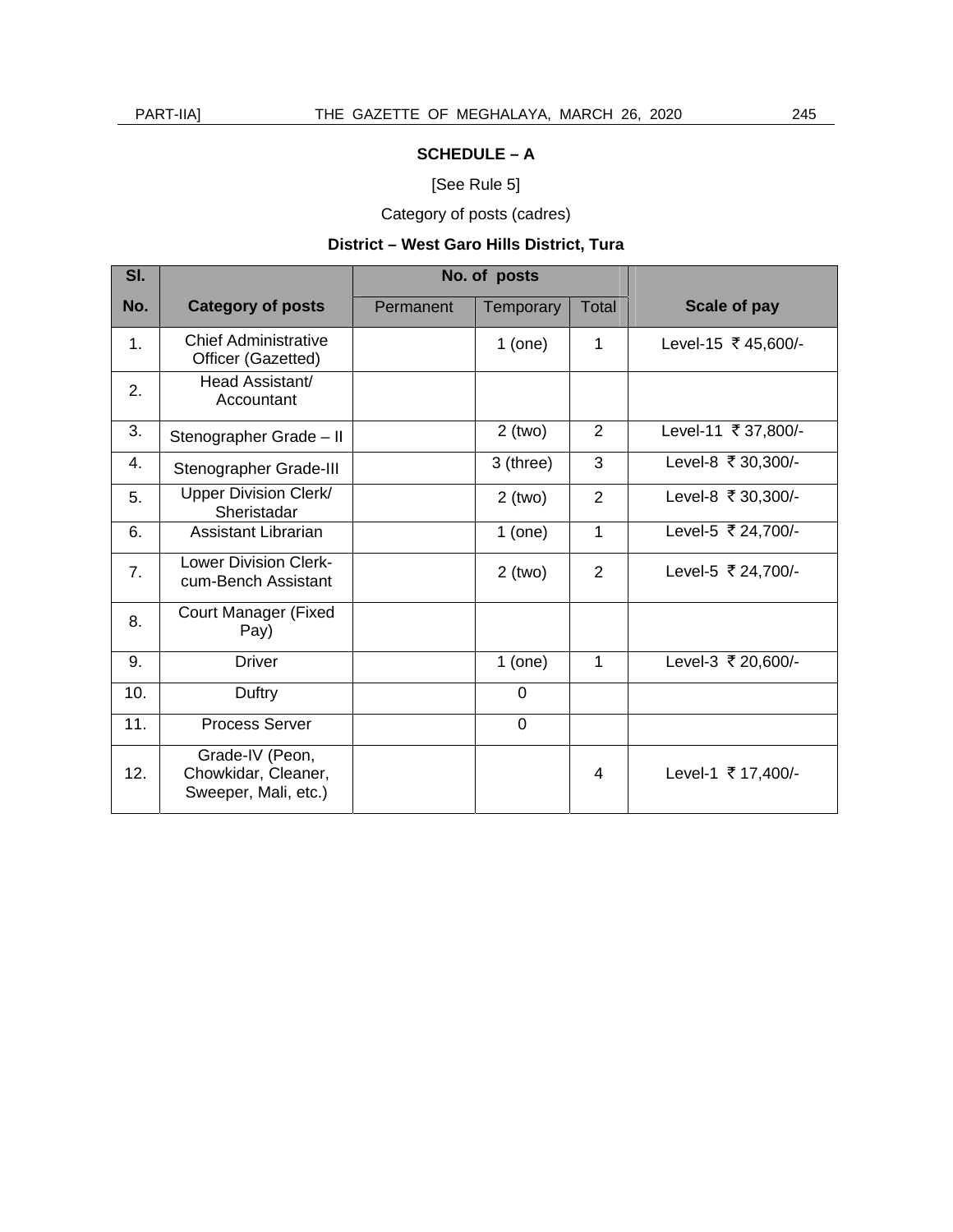**SCHEDULE – A**

[See Rule 5]

Category of posts (cadres)

**District – West Garo Hills District, Tura**

| Sl. No. | Category of posts | No. of posts | | | Scale of pay |
|---|---|---|---|---|---|
| | | Permanent | Temporary | Total | |
| 1. | Chief Administrative Officer (Gazetted) | | 1 (one) | 1 | Level-15 ₹ 45,600/- |
| 2. | Head Assistant/ Accountant | | | | |
| 3. | Stenographer Grade – II | | 2 (two) | 2 | Level-11 ₹ 37,800/- |
| 4. | Stenographer Grade-III | | 3 (three) | 3 | Level-8 ₹ 30,300/- |
| 5. | Upper Division Clerk/ Sheristadar | | 2 (two) | 2 | Level-8 ₹ 30,300/- |
| 6. | Assistant Librarian | | 1 (one) | 1 | Level-5 ₹ 24,700/- |
| 7. | Lower Division Clerk-cum-Bench Assistant | | 2 (two) | 2 | Level-5 ₹ 24,700/- |
| 8. | Court Manager (Fixed Pay) | | | | |
| 9. | Driver | | 1 (one) | 1 | Level-3 ₹ 20,600/- |
| 10. | Duftry | | 0 | | |
| 11. | Process Server | | 0 | | |
| 12. | Grade-IV (Peon, Chowkidar, Cleaner, Sweeper, Mali, etc.) | | | 4 | Level-1 ₹ 17,400/- |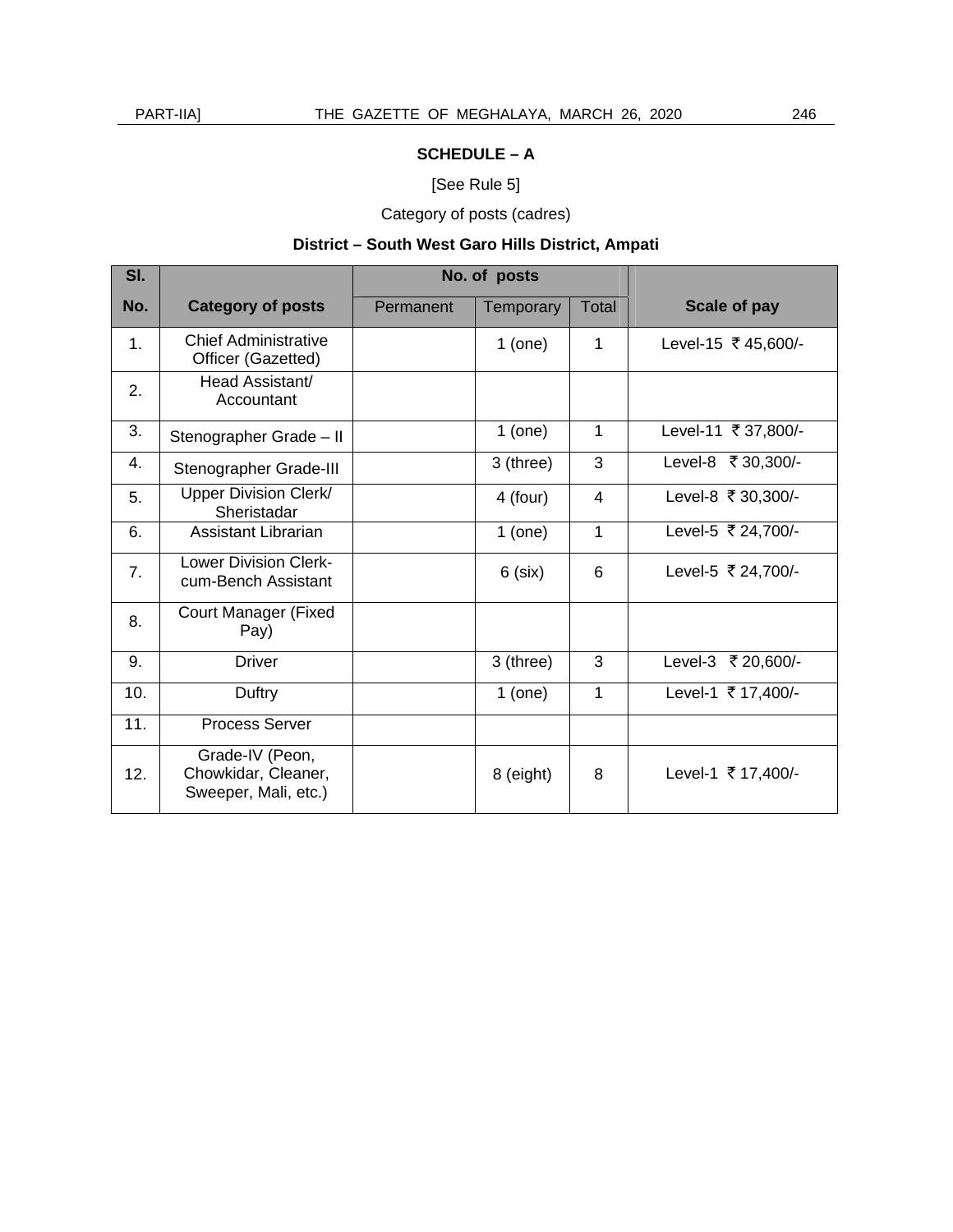**SCHEDULE – A**

[See Rule 5]

Category of posts (cadres)

**District – South West Garo Hills District, Ampati**

| Sl. No. | Category of posts | No. of posts | | | Scale of pay |
|---|---|---|---|---|---|
| | | Permanent | Temporary | Total | |
| 1. | Chief Administrative Officer (Gazetted) | | 1 (one) | 1 | Level-15 ₹ 45,600/- |
| 2. | Head Assistant/ Accountant | | | | |
| 3. | Stenographer Grade – II | | 1 (one) | 1 | Level-11 ₹ 37,800/- |
| 4. | Stenographer Grade-III | | 3 (three) | 3 | Level-8 ₹ 30,300/- |
| 5. | Upper Division Clerk/ Sheristadar | | 4 (four) | 4 | Level-8 ₹ 30,300/- |
| 6. | Assistant Librarian | | 1 (one) | 1 | Level-5 ₹ 24,700/- |
| 7. | Lower Division Clerk-cum-Bench Assistant | | 6 (six) | 6 | Level-5 ₹ 24,700/- |
| 8. | Court Manager (Fixed Pay) | | | | |
| 9. | Driver | | 3 (three) | 3 | Level-3 ₹ 20,600/- |
| 10. | Duftry | | 1 (one) | 1 | Level-1 ₹ 17,400/- |
| 11. | Process Server | | | | |
| 12. | Grade-IV (Peon, Chowkidar, Cleaner, Sweeper, Mali, etc.) | | 8 (eight) | 8 | Level-1 ₹ 17,400/- |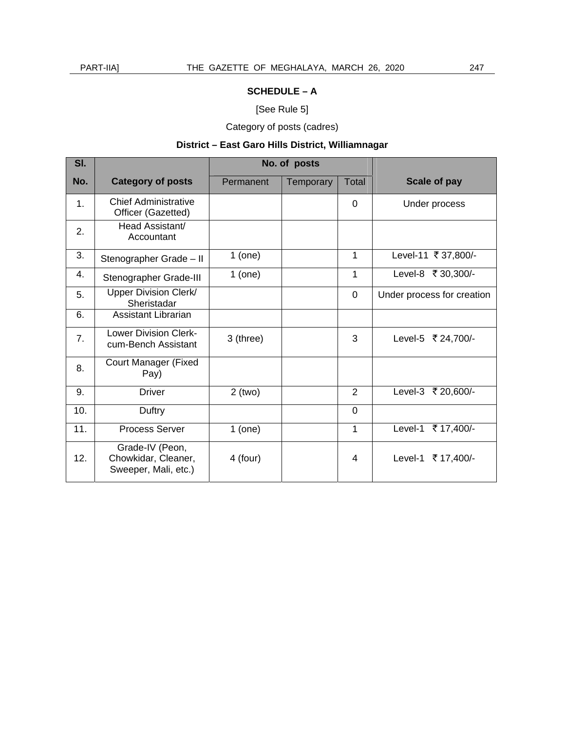**SCHEDULE – A**

[See Rule 5]

Category of posts (cadres)

**District – East Garo Hills District, Williamnagar**

| Sl. No. | Category of posts | No. of posts | | | Scale of pay |
|---|---|---|---|---|---|
| | | Permanent | Temporary | Total | |
| 1. | Chief Administrative Officer (Gazetted) | | | 0 | Under process |
| 2. | Head Assistant/ Accountant | | | | |
| 3. | Stenographer Grade – II | 1 (one) | | 1 | Level-11 ₹ 37,800/- |
| 4. | Stenographer Grade-III | 1 (one) | | 1 | Level-8 ₹ 30,300/- |
| 5. | Upper Division Clerk/ Sheristadar | | | 0 | Under process for creation |
| 6. | Assistant Librarian | | | | |
| 7. | Lower Division Clerk-cum-Bench Assistant | 3 (three) | | 3 | Level-5 ₹ 24,700/- |
| 8. | Court Manager (Fixed Pay) | | | | |
| 9. | Driver | 2 (two) | | 2 | Level-3 ₹ 20,600/- |
| 10. | Duftry | | | 0 | |
| 11. | Process Server | 1 (one) | | 1 | Level-1 ₹ 17,400/- |
| 12. | Grade-IV (Peon, Chowkidar, Cleaner, Sweeper, Mali, etc.) | 4 (four) | | 4 | Level-1 ₹ 17,400/- |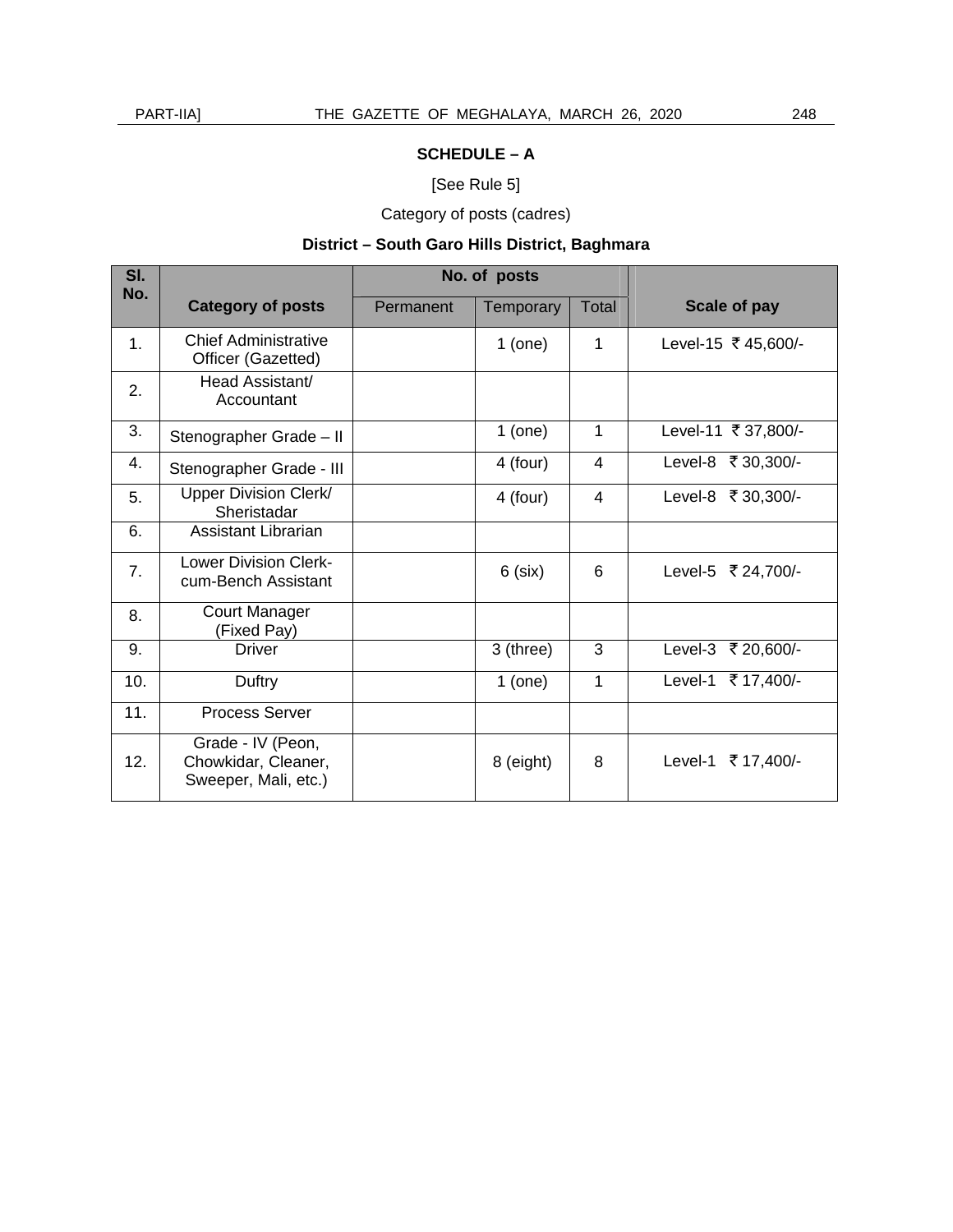**SCHEDULE – A**

[See Rule 5]

Category of posts (cadres)

**District – South Garo Hills District, Baghmara**

| Sl. No. | Category of posts | No. of posts | | | Scale of pay |
|---|---|---|---|---|---|
| | | Permanent | Temporary | Total | |
| 1. | Chief Administrative Officer (Gazetted) | | 1 (one) | 1 | Level-15 ₹ 45,600/- |
| 2. | Head Assistant/ Accountant | | | | |
| 3. | Stenographer Grade – II | | 1 (one) | 1 | Level-11 ₹ 37,800/- |
| 4. | Stenographer Grade - III | | 4 (four) | 4 | Level-8 ₹ 30,300/- |
| 5. | Upper Division Clerk/ Sheristadar | | 4 (four) | 4 | Level-8 ₹ 30,300/- |
| 6. | Assistant Librarian | | | | |
| 7. | Lower Division Clerk-cum-Bench Assistant | | 6 (six) | 6 | Level-5 ₹ 24,700/- |
| 8. | Court Manager (Fixed Pay) | | | | |
| 9. | Driver | | 3 (three) | 3 | Level-3 ₹ 20,600/- |
| 10. | Duftry | | 1 (one) | 1 | Level-1 ₹ 17,400/- |
| 11. | Process Server | | | | |
| 12. | Grade - IV (Peon, Chowkidar, Cleaner, Sweeper, Mali, etc.) | | 8 (eight) | 8 | Level-1 ₹ 17,400/- |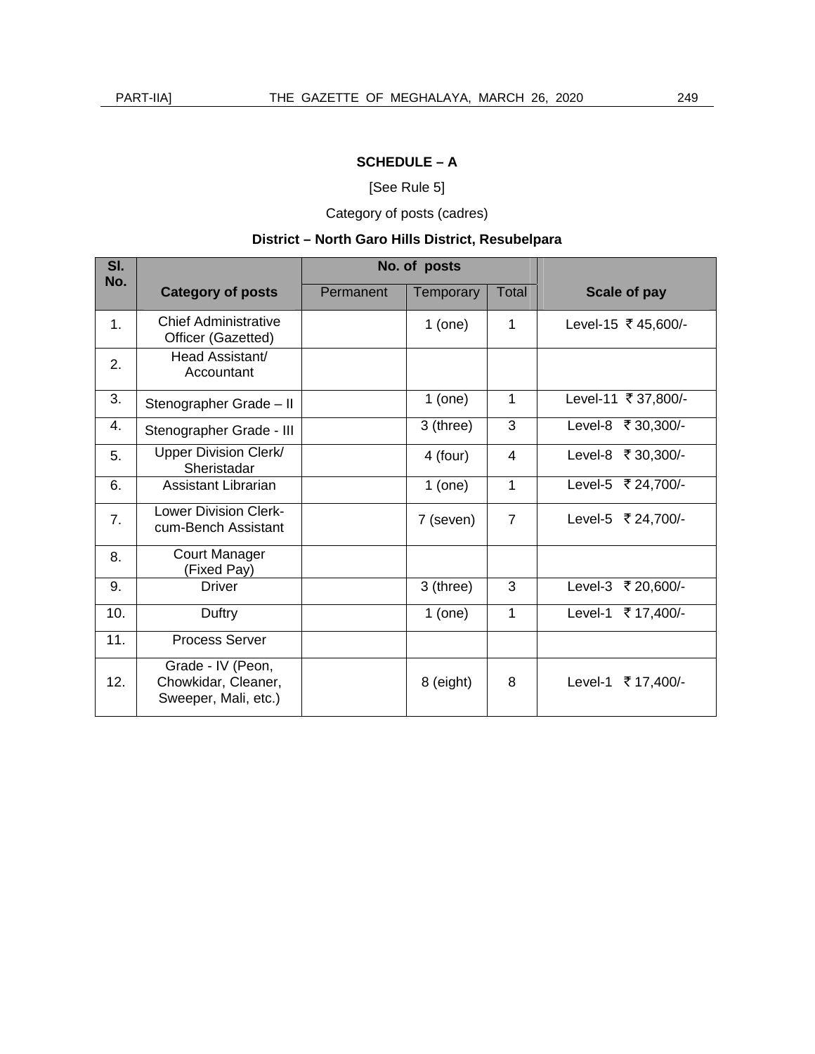**SCHEDULE – A**

[See Rule 5]

Category of posts (cadres)

**District – North Garo Hills District, Resubelpara**

| Sl. No. | Category of posts | No. of posts | | | Scale of pay |
|---|---|---|---|---|---|
| | | Permanent | Temporary | Total | |
| 1. | Chief Administrative Officer (Gazetted) | | 1 (one) | 1 | Level-15 ₹ 45,600/- |
| 2. | Head Assistant/ Accountant | | | | |
| 3. | Stenographer Grade – II | | 1 (one) | 1 | Level-11 ₹ 37,800/- |
| 4. | Stenographer Grade - III | | 3 (three) | 3 | Level-8 ₹ 30,300/- |
| 5. | Upper Division Clerk/ Sheristadar | | 4 (four) | 4 | Level-8 ₹ 30,300/- |
| 6. | Assistant Librarian | | 1 (one) | 1 | Level-5 ₹ 24,700/- |
| 7. | Lower Division Clerk-cum-Bench Assistant | | 7 (seven) | 7 | Level-5 ₹ 24,700/- |
| 8. | Court Manager (Fixed Pay) | | | | |
| 9. | Driver | | 3 (three) | 3 | Level-3 ₹ 20,600/- |
| 10. | Duftry | | 1 (one) | 1 | Level-1 ₹ 17,400/- |
| 11. | Process Server | | | | |
| 12. | Grade - IV (Peon, Chowkidar, Cleaner, Sweeper, Mali, etc.) | | 8 (eight) | 8 | Level-1 ₹ 17,400/- |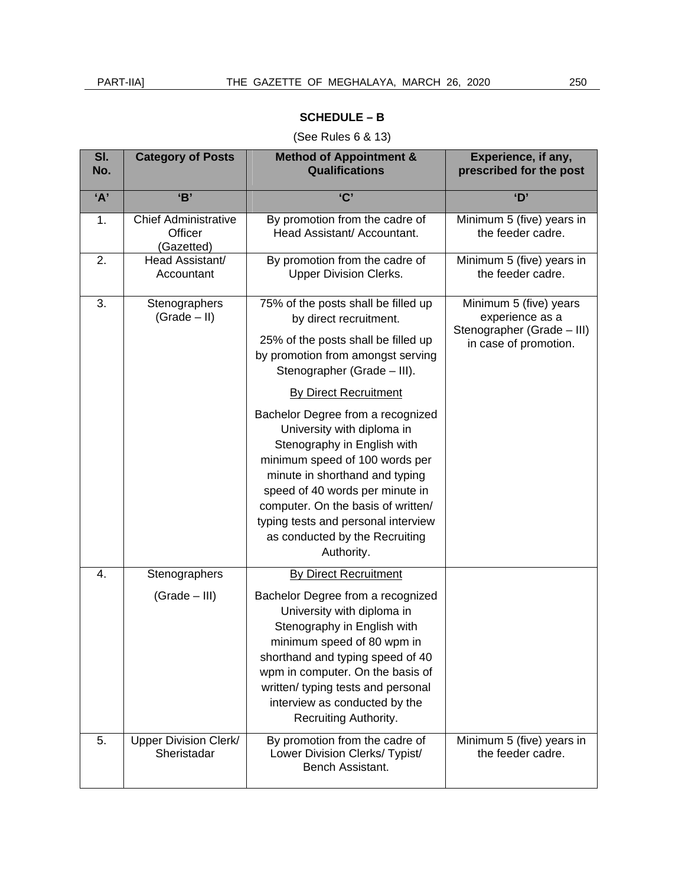## SCHEDULE – B

(See Rules 6 & 13)

| Sl. No. | Category of Posts | Method of Appointment & Qualifications | Experience, if any, prescribed for the post |
|---|---|---|---|
| 'A' | 'B' | 'C' | 'D' |
| 1. | Chief Administrative Officer (Gazetted) | By promotion from the cadre of Head Assistant/ Accountant. | Minimum 5 (five) years in the feeder cadre. |
| 2. | Head Assistant/ Accountant | By promotion from the cadre of Upper Division Clerks. | Minimum 5 (five) years in the feeder cadre. |
| 3. | Stenographers (Grade – II) | 75% of the posts shall be filled up by direct recruitment.<br><br>25% of the posts shall be filled up by promotion from amongst serving Stenographer (Grade – III).<br><br><u>By Direct Recruitment</u><br><br>Bachelor Degree from a recognized University with diploma in Stenography in English with minimum speed of 100 words per minute in shorthand and typing speed of 40 words per minute in computer. On the basis of written/ typing tests and personal interview as conducted by the Recruiting Authority. | Minimum 5 (five) years experience as a Stenographer (Grade – III) in case of promotion. |
| 4. | Stenographers (Grade – III) | <u>By Direct Recruitment</u><br><br>Bachelor Degree from a recognized University with diploma in Stenography in English with minimum speed of 80 wpm in shorthand and typing speed of 40 wpm in computer. On the basis of written/ typing tests and personal interview as conducted by the Recruiting Authority. | |
| 5. | Upper Division Clerk/ Sheristadar | By promotion from the cadre of Lower Division Clerks/ Typist/ Bench Assistant. | Minimum 5 (five) years in the feeder cadre. |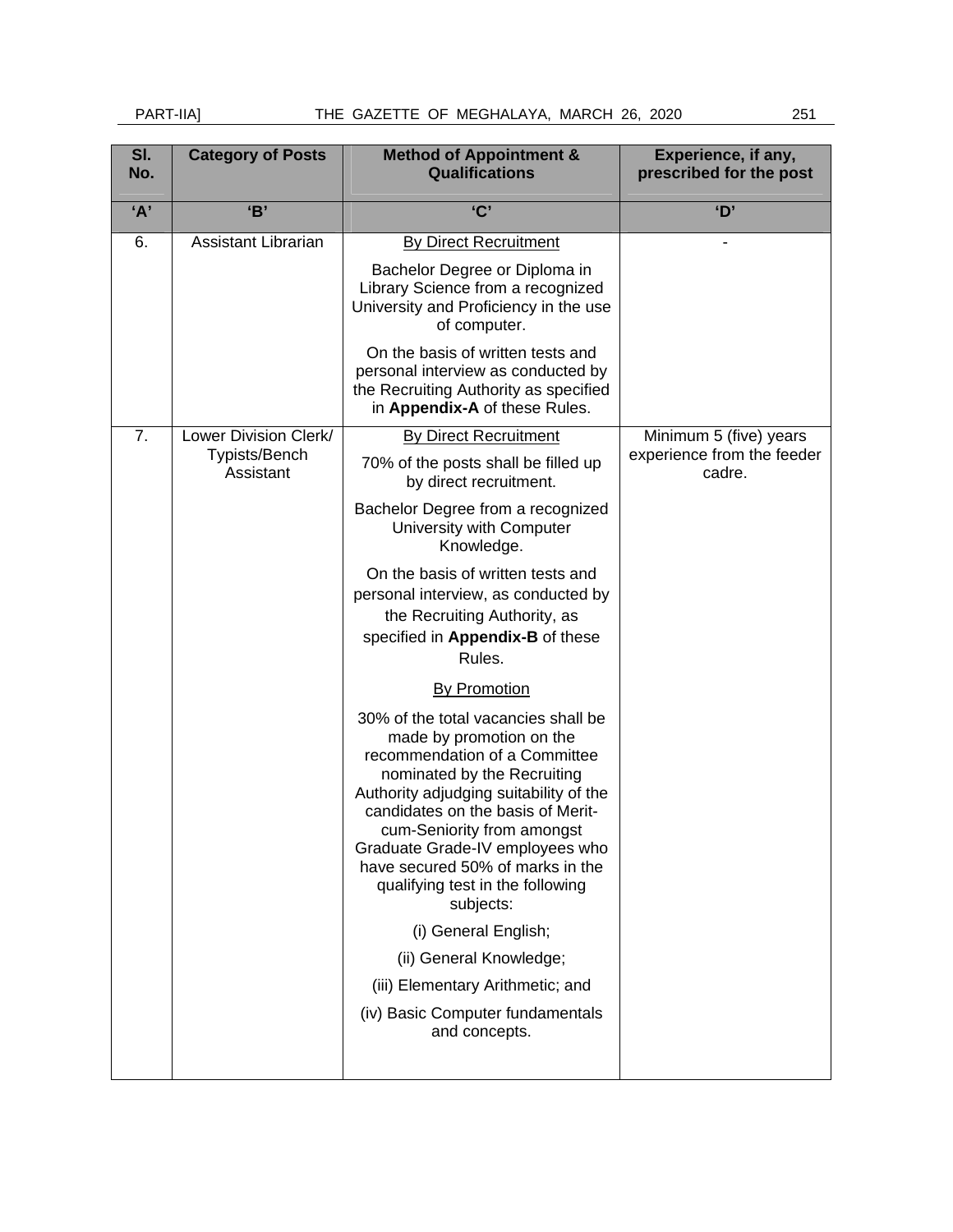| Sl. No. | Category of Posts | Method of Appointment & Qualifications | Experience, if any, prescribed for the post |
|---|---|---|---|
| 'A' | 'B' | 'C' | 'D' |
| 6. | Assistant Librarian | By Direct Recruitment<br><br>Bachelor Degree or Diploma in Library Science from a recognized University and Proficiency in the use of computer.<br><br>On the basis of written tests and personal interview as conducted by the Recruiting Authority as specified in **Appendix-A** of these Rules. | - |
| 7. | Lower Division Clerk/ Typists/Bench Assistant | By Direct Recruitment<br><br>70% of the posts shall be filled up by direct recruitment.<br><br>Bachelor Degree from a recognized University with Computer Knowledge.<br><br>On the basis of written tests and personal interview, as conducted by the Recruiting Authority, as specified in **Appendix-B** of these Rules.<br><br>By Promotion<br><br>30% of the total vacancies shall be made by promotion on the recommendation of a Committee nominated by the Recruiting Authority adjudging suitability of the candidates on the basis of Merit-cum-Seniority from amongst Graduate Grade-IV employees who have secured 50% of marks in the qualifying test in the following subjects:<br><br>(i) General English;<br><br>(ii) General Knowledge;<br><br>(iii) Elementary Arithmetic; and<br><br>(iv) Basic Computer fundamentals and concepts. | Minimum 5 (five) years experience from the feeder cadre. |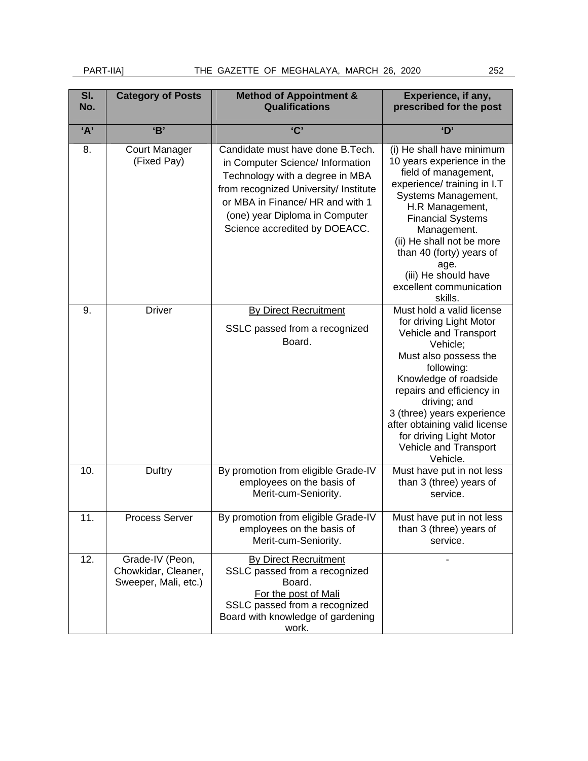| Sl. No. | Category of Posts | Method of Appointment & Qualifications | Experience, if any, prescribed for the post |
|---|---|---|---|
| 'A' | 'B' | 'C' | 'D' |
| 8. | Court Manager (Fixed Pay) | Candidate must have done B.Tech. in Computer Science/ Information Technology with a degree in MBA from recognized University/ Institute or MBA in Finance/ HR and with 1 (one) year Diploma in Computer Science accredited by DOEACC. | (i) He shall have minimum 10 years experience in the field of management, experience/ training in I.T Systems Management, H.R Management, Financial Systems Management.<br>(ii) He shall not be more than 40 (forty) years of age.<br>(iii) He should have excellent communication skills. |
| 9. | Driver | <u>By Direct Recruitment</u><br>SSLC passed from a recognized Board. | Must hold a valid license for driving Light Motor Vehicle and Transport Vehicle;<br>Must also possess the following:<br>Knowledge of roadside repairs and efficiency in driving; and<br>3 (three) years experience after obtaining valid license for driving Light Motor Vehicle and Transport Vehicle. |
| 10. | Duftry | By promotion from eligible Grade-IV employees on the basis of Merit-cum-Seniority. | Must have put in not less than 3 (three) years of service. |
| 11. | Process Server | By promotion from eligible Grade-IV employees on the basis of Merit-cum-Seniority. | Must have put in not less than 3 (three) years of service. |
| 12. | Grade-IV (Peon, Chowkidar, Cleaner, Sweeper, Mali, etc.) | <u>By Direct Recruitment</u><br>SSLC passed from a recognized Board.<br><u>For the post of Mali</u><br>SSLC passed from a recognized Board with knowledge of gardening work. | - |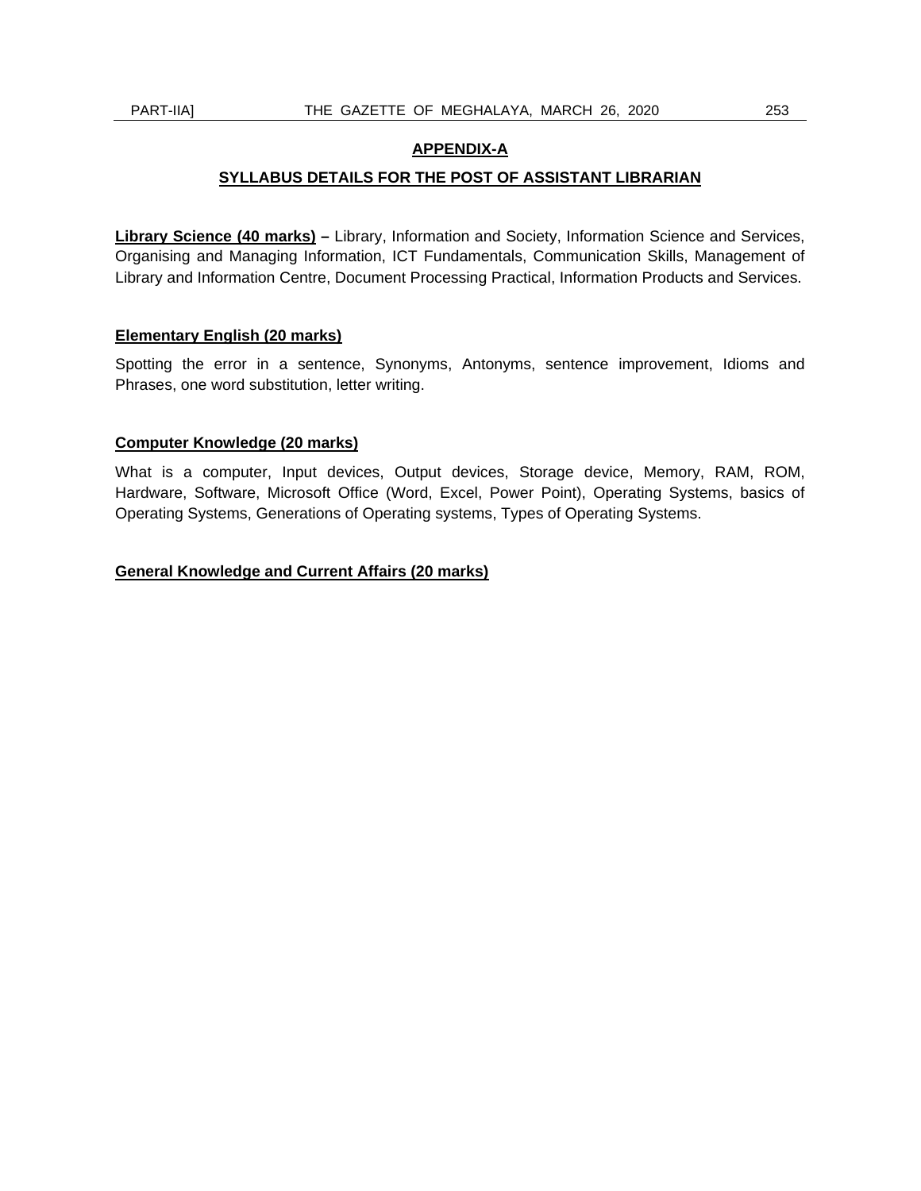## APPENDIX-A

## SYLLABUS DETAILS FOR THE POST OF ASSISTANT LIBRARIAN

**Library Science (40 marks) –** Library, Information and Society, Information Science and Services, Organising and Managing Information, ICT Fundamentals, Communication Skills, Management of Library and Information Centre, Document Processing Practical, Information Products and Services.

**Elementary English (20 marks)**

Spotting the error in a sentence, Synonyms, Antonyms, sentence improvement, Idioms and Phrases, one word substitution, letter writing.

**Computer Knowledge (20 marks)**

What is a computer, Input devices, Output devices, Storage device, Memory, RAM, ROM, Hardware, Software, Microsoft Office (Word, Excel, Power Point), Operating Systems, basics of Operating Systems, Generations of Operating systems, Types of Operating Systems.

**General Knowledge and Current Affairs (20 marks)**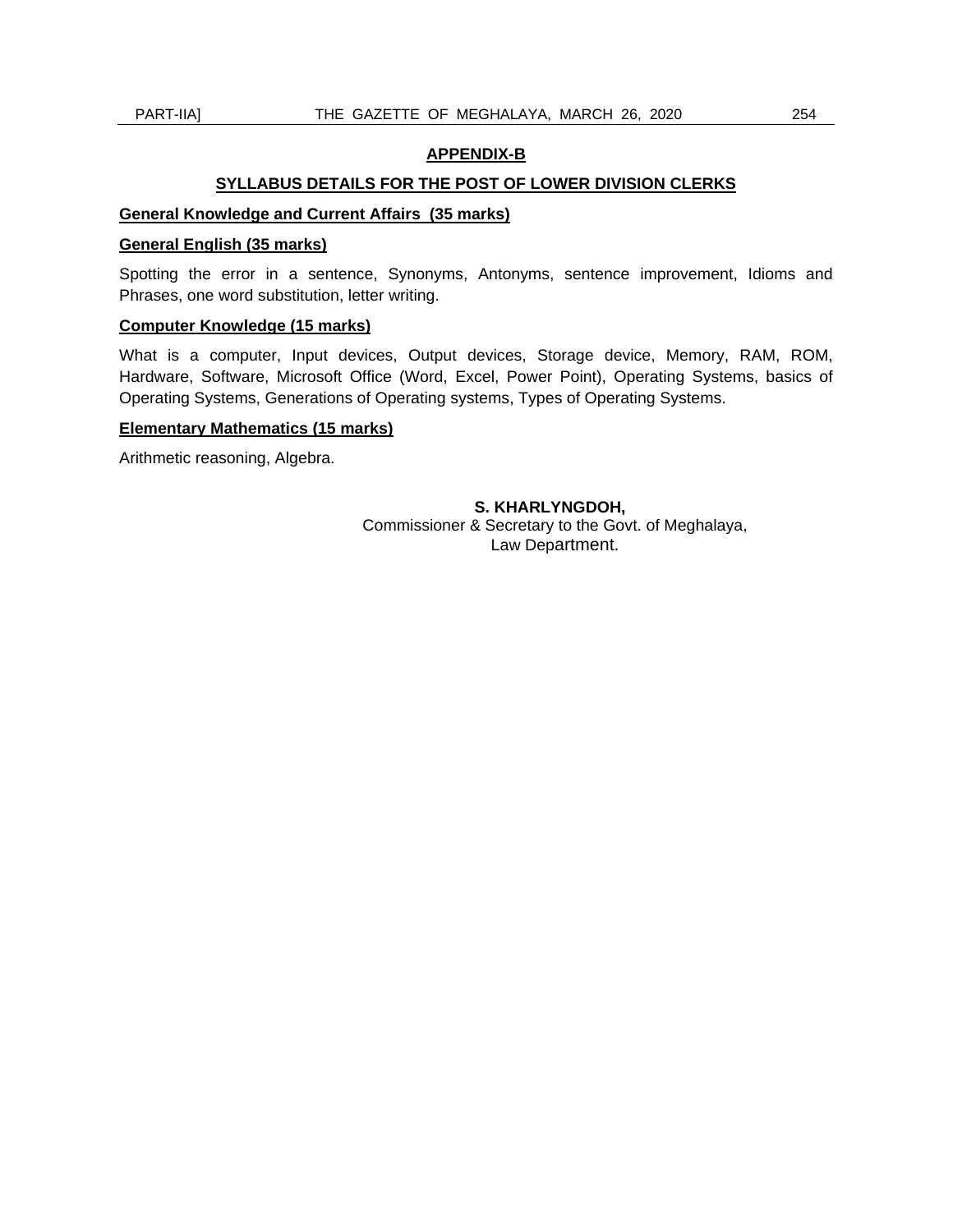## APPENDIX-B

## SYLLABUS DETAILS FOR THE POST OF LOWER DIVISION CLERKS

**General Knowledge and Current Affairs (35 marks)**

**General English (35 marks)**

Spotting the error in a sentence, Synonyms, Antonyms, sentence improvement, Idioms and Phrases, one word substitution, letter writing.

**Computer Knowledge (15 marks)**

What is a computer, Input devices, Output devices, Storage device, Memory, RAM, ROM, Hardware, Software, Microsoft Office (Word, Excel, Power Point), Operating Systems, basics of Operating Systems, Generations of Operating systems, Types of Operating Systems.

**Elementary Mathematics (15 marks)**

Arithmetic reasoning, Algebra.

**S. KHARLYNGDOH,**
Commissioner & Secretary to the Govt. of Meghalaya,
Law Department.